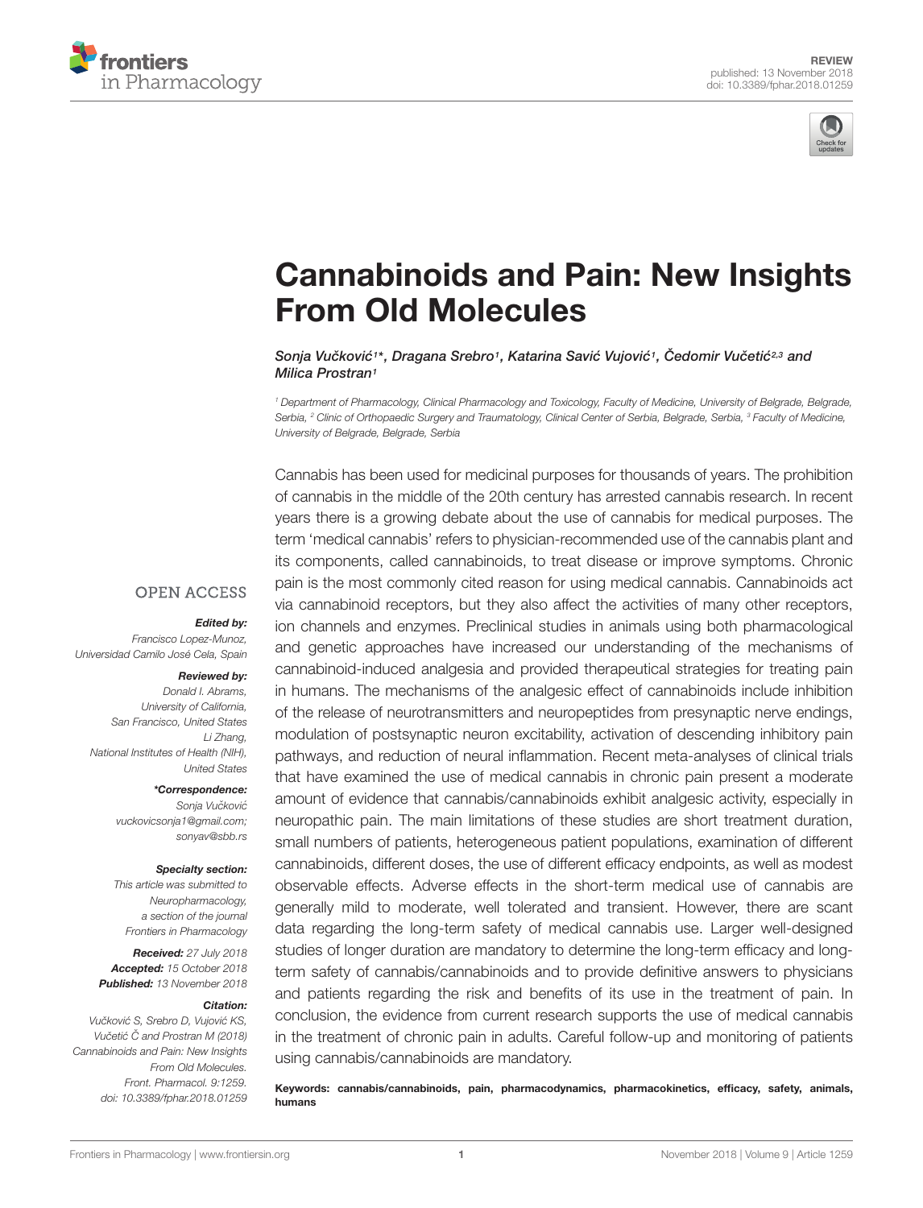REVIEW
published: 13 November 2018
doi: 10.3389/fphar.2018.01259

# Cannabinoids and Pain: New Insights From Old Molecules

*Sonja Vučković[1]*, Dragana Srebro[1], Katarina Savić Vujović[1], Čedomir Vučetić[2,3] and Milica Prostran[1]*

[1] Department of Pharmacology, Clinical Pharmacology and Toxicology, Faculty of Medicine, University of Belgrade, Belgrade, Serbia, [2] Clinic of Orthopaedic Surgery and Traumatology, Clinical Center of Serbia, Belgrade, Serbia, [3] Faculty of Medicine, University of Belgrade, Belgrade, Serbia

OPEN ACCESS

***Edited by:***
*Francisco Lopez-Munoz, Universidad Camilo José Cela, Spain*

***Reviewed by:***
*Donald I. Abrams, University of California, San Francisco, United States*
*Li Zhang, National Institutes of Health (NIH), United States*

***\*Correspondence:***
*Sonja Vučković*
*vuckovicsonja1@gmail.com; sonyav@sbb.rs*

***Specialty section:***
*This article was submitted to Neuropharmacology, a section of the journal Frontiers in Pharmacology*

***Received:*** *27 July 2018*
***Accepted:*** *15 October 2018*
***Published:*** *13 November 2018*

***Citation:***
*Vučković S, Srebro D, Vujović KS, Vučetić Č and Prostran M (2018) Cannabinoids and Pain: New Insights From Old Molecules. Front. Pharmacol. 9:1259. doi: 10.3389/fphar.2018.01259*

Cannabis has been used for medicinal purposes for thousands of years. The prohibition of cannabis in the middle of the 20th century has arrested cannabis research. In recent years there is a growing debate about the use of cannabis for medical purposes. The term 'medical cannabis' refers to physician-recommended use of the cannabis plant and its components, called cannabinoids, to treat disease or improve symptoms. Chronic pain is the most commonly cited reason for using medical cannabis. Cannabinoids act via cannabinoid receptors, but they also affect the activities of many other receptors, ion channels and enzymes. Preclinical studies in animals using both pharmacological and genetic approaches have increased our understanding of the mechanisms of cannabinoid-induced analgesia and provided therapeutical strategies for treating pain in humans. The mechanisms of the analgesic effect of cannabinoids include inhibition of the release of neurotransmitters and neuropeptides from presynaptic nerve endings, modulation of postsynaptic neuron excitability, activation of descending inhibitory pain pathways, and reduction of neural inflammation. Recent meta-analyses of clinical trials that have examined the use of medical cannabis in chronic pain present a moderate amount of evidence that cannabis/cannabinoids exhibit analgesic activity, especially in neuropathic pain. The main limitations of these studies are short treatment duration, small numbers of patients, heterogeneous patient populations, examination of different cannabinoids, different doses, the use of different efficacy endpoints, as well as modest observable effects. Adverse effects in the short-term medical use of cannabis are generally mild to moderate, well tolerated and transient. However, there are scant data regarding the long-term safety of medical cannabis use. Larger well-designed studies of longer duration are mandatory to determine the long-term efficacy and long-term safety of cannabis/cannabinoids and to provide definitive answers to physicians and patients regarding the risk and benefits of its use in the treatment of pain. In conclusion, the evidence from current research supports the use of medical cannabis in the treatment of chronic pain in adults. Careful follow-up and monitoring of patients using cannabis/cannabinoids are mandatory.

**Keywords: cannabis/cannabinoids, pain, pharmacodynamics, pharmacokinetics, efficacy, safety, animals, humans**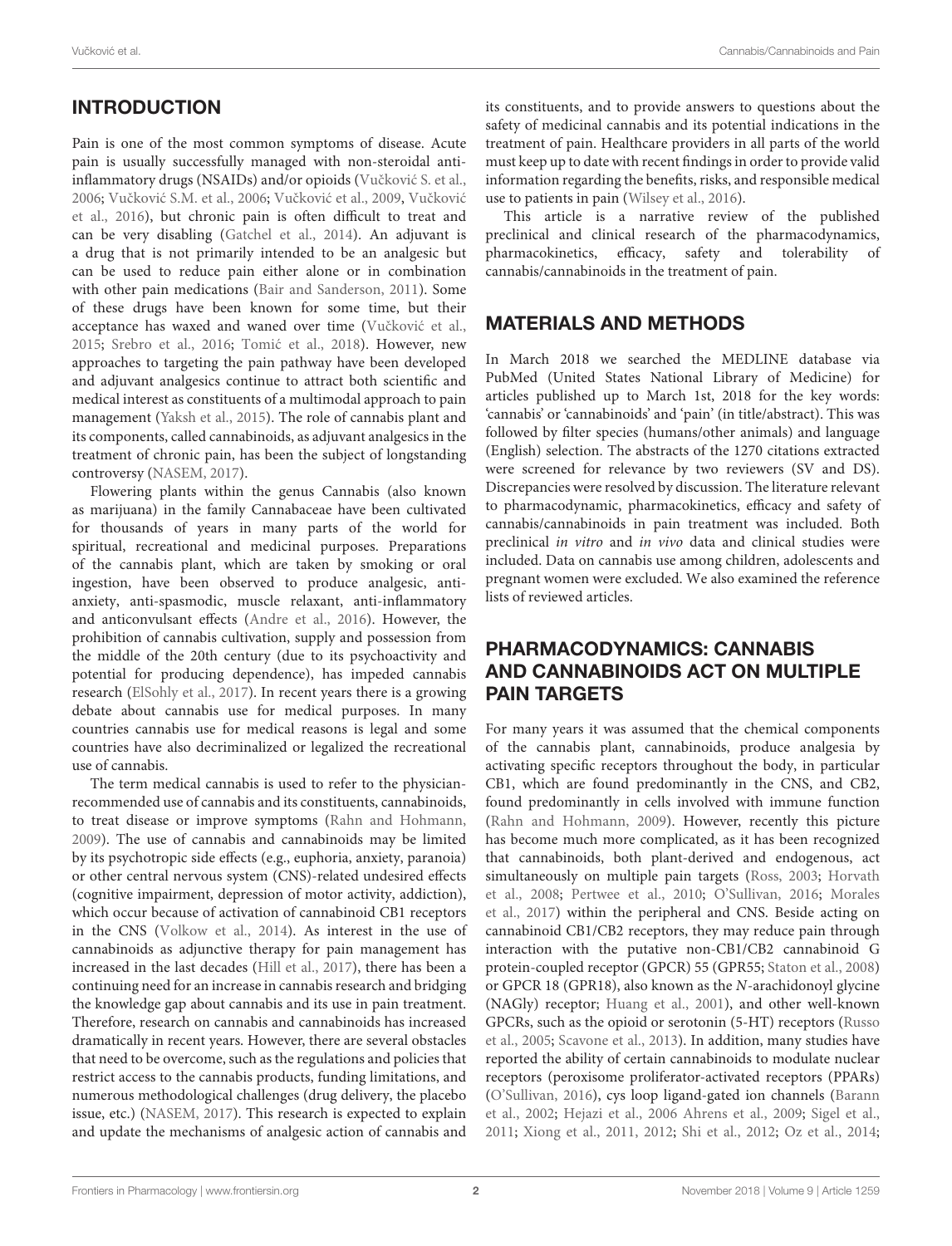## INTRODUCTION

Pain is one of the most common symptoms of disease. Acute pain is usually successfully managed with non-steroidal anti-inflammatory drugs (NSAIDs) and/or opioids (Vučković S. et al., 2006; Vučković S.M. et al., 2006; Vučković et al., 2009, Vučković et al., 2016), but chronic pain is often difficult to treat and can be very disabling (Gatchel et al., 2014). An adjuvant is a drug that is not primarily intended to be an analgesic but can be used to reduce pain either alone or in combination with other pain medications (Bair and Sanderson, 2011). Some of these drugs have been known for some time, but their acceptance has waxed and waned over time (Vučković et al., 2015; Srebro et al., 2016; Tomić et al., 2018). However, new approaches to targeting the pain pathway have been developed and adjuvant analgesics continue to attract both scientific and medical interest as constituents of a multimodal approach to pain management (Yaksh et al., 2015). The role of cannabis plant and its components, called cannabinoids, as adjuvant analgesics in the treatment of chronic pain, has been the subject of longstanding controversy (NASEM, 2017).

Flowering plants within the genus Cannabis (also known as marijuana) in the family Cannabaceae have been cultivated for thousands of years in many parts of the world for spiritual, recreational and medicinal purposes. Preparations of the cannabis plant, which are taken by smoking or oral ingestion, have been observed to produce analgesic, anti-anxiety, anti-spasmodic, muscle relaxant, anti-inflammatory and anticonvulsant effects (Andre et al., 2016). However, the prohibition of cannabis cultivation, supply and possession from the middle of the 20th century (due to its psychoactivity and potential for producing dependence), has impeded cannabis research (ElSohly et al., 2017). In recent years there is a growing debate about cannabis use for medical purposes. In many countries cannabis use for medical reasons is legal and some countries have also decriminalized or legalized the recreational use of cannabis.

The term medical cannabis is used to refer to the physician-recommended use of cannabis and its constituents, cannabinoids, to treat disease or improve symptoms (Rahn and Hohmann, 2009). The use of cannabis and cannabinoids may be limited by its psychotropic side effects (e.g., euphoria, anxiety, paranoia) or other central nervous system (CNS)-related undesired effects (cognitive impairment, depression of motor activity, addiction), which occur because of activation of cannabinoid CB1 receptors in the CNS (Volkow et al., 2014). As interest in the use of cannabinoids as adjunctive therapy for pain management has increased in the last decades (Hill et al., 2017), there has been a continuing need for an increase in cannabis research and bridging the knowledge gap about cannabis and its use in pain treatment. Therefore, research on cannabis and cannabinoids has increased dramatically in recent years. However, there are several obstacles that need to be overcome, such as the regulations and policies that restrict access to the cannabis products, funding limitations, and numerous methodological challenges (drug delivery, the placebo issue, etc.) (NASEM, 2017). This research is expected to explain and update the mechanisms of analgesic action of cannabis and its constituents, and to provide answers to questions about the safety of medicinal cannabis and its potential indications in the treatment of pain. Healthcare providers in all parts of the world must keep up to date with recent findings in order to provide valid information regarding the benefits, risks, and responsible medical use to patients in pain (Wilsey et al., 2016).

This article is a narrative review of the published preclinical and clinical research of the pharmacodynamics, pharmacokinetics, efficacy, safety and tolerability of cannabis/cannabinoids in the treatment of pain.

## MATERIALS AND METHODS

In March 2018 we searched the MEDLINE database via PubMed (United States National Library of Medicine) for articles published up to March 1st, 2018 for the key words: 'cannabis' or 'cannabinoids' and 'pain' (in title/abstract). This was followed by filter species (humans/other animals) and language (English) selection. The abstracts of the 1270 citations extracted were screened for relevance by two reviewers (SV and DS). Discrepancies were resolved by discussion. The literature relevant to pharmacodynamic, pharmacokinetics, efficacy and safety of cannabis/cannabinoids in pain treatment was included. Both preclinical *in vitro* and *in vivo* data and clinical studies were included. Data on cannabis use among children, adolescents and pregnant women were excluded. We also examined the reference lists of reviewed articles.

## PHARMACODYNAMICS: CANNABIS AND CANNABINOIDS ACT ON MULTIPLE PAIN TARGETS

For many years it was assumed that the chemical components of the cannabis plant, cannabinoids, produce analgesia by activating specific receptors throughout the body, in particular CB1, which are found predominantly in the CNS, and CB2, found predominantly in cells involved with immune function (Rahn and Hohmann, 2009). However, recently this picture has become much more complicated, as it has been recognized that cannabinoids, both plant-derived and endogenous, act simultaneously on multiple pain targets (Ross, 2003; Horvath et al., 2008; Pertwee et al., 2010; O'Sullivan, 2016; Morales et al., 2017) within the peripheral and CNS. Beside acting on cannabinoid CB1/CB2 receptors, they may reduce pain through interaction with the putative non-CB1/CB2 cannabinoid G protein-coupled receptor (GPCR) 55 (GPR55; Staton et al., 2008) or GPCR 18 (GPR18), also known as the *N*-arachidonoyl glycine (NAGly) receptor; Huang et al., 2001), and other well-known GPCRs, such as the opioid or serotonin (5-HT) receptors (Russo et al., 2005; Scavone et al., 2013). In addition, many studies have reported the ability of certain cannabinoids to modulate nuclear receptors (peroxisome proliferator-activated receptors (PPARs) (O'Sullivan, 2016), cys loop ligand-gated ion channels (Barann et al., 2002; Hejazi et al., 2006 Ahrens et al., 2009; Sigel et al., 2011; Xiong et al., 2011, 2012; Shi et al., 2012; Oz et al., 2014;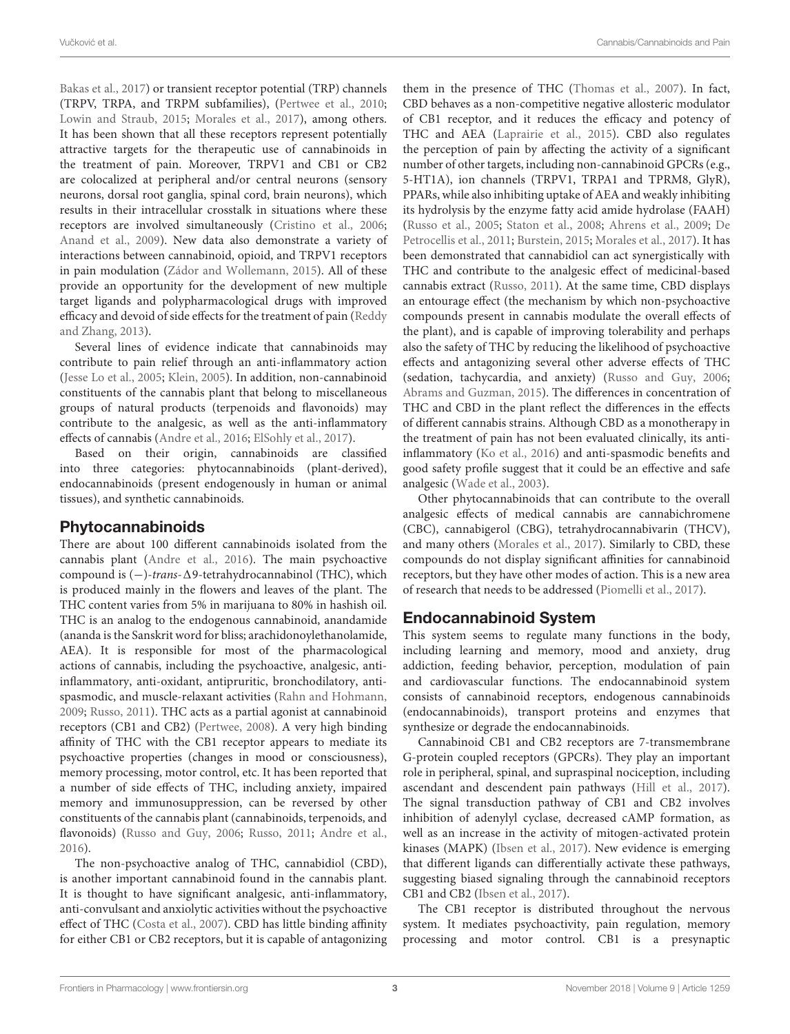Bakas et al., 2017) or transient receptor potential (TRP) channels (TRPV, TRPA, and TRPM subfamilies), (Pertwee et al., 2010; Lowin and Straub, 2015; Morales et al., 2017), among others. It has been shown that all these receptors represent potentially attractive targets for the therapeutic use of cannabinoids in the treatment of pain. Moreover, TRPV1 and CB1 or CB2 are colocalized at peripheral and/or central neurons (sensory neurons, dorsal root ganglia, spinal cord, brain neurons), which results in their intracellular crosstalk in situations where these receptors are involved simultaneously (Cristino et al., 2006; Anand et al., 2009). New data also demonstrate a variety of interactions between cannabinoid, opioid, and TRPV1 receptors in pain modulation (Zádor and Wollemann, 2015). All of these provide an opportunity for the development of new multiple target ligands and polypharmacological drugs with improved efficacy and devoid of side effects for the treatment of pain (Reddy and Zhang, 2013).

Several lines of evidence indicate that cannabinoids may contribute to pain relief through an anti-inflammatory action (Jesse Lo et al., 2005; Klein, 2005). In addition, non-cannabinoid constituents of the cannabis plant that belong to miscellaneous groups of natural products (terpenoids and flavonoids) may contribute to the analgesic, as well as the anti-inflammatory effects of cannabis (Andre et al., 2016; ElSohly et al., 2017).

Based on their origin, cannabinoids are classified into three categories: phytocannabinoids (plant-derived), endocannabinoids (present endogenously in human or animal tissues), and synthetic cannabinoids.

## Phytocannabinoids

There are about 100 different cannabinoids isolated from the cannabis plant (Andre et al., 2016). The main psychoactive compound is (−)-*trans*-Δ9-tetrahydrocannabinol (THC), which is produced mainly in the flowers and leaves of the plant. The THC content varies from 5% in marijuana to 80% in hashish oil. THC is an analog to the endogenous cannabinoid, anandamide (ananda is the Sanskrit word for bliss; arachidonoylethanolamide, AEA). It is responsible for most of the pharmacological actions of cannabis, including the psychoactive, analgesic, anti-inflammatory, anti-oxidant, antipruritic, bronchodilatory, anti-spasmodic, and muscle-relaxant activities (Rahn and Hohmann, 2009; Russo, 2011). THC acts as a partial agonist at cannabinoid receptors (CB1 and CB2) (Pertwee, 2008). A very high binding affinity of THC with the CB1 receptor appears to mediate its psychoactive properties (changes in mood or consciousness), memory processing, motor control, etc. It has been reported that a number of side effects of THC, including anxiety, impaired memory and immunosuppression, can be reversed by other constituents of the cannabis plant (cannabinoids, terpenoids, and flavonoids) (Russo and Guy, 2006; Russo, 2011; Andre et al., 2016).

The non-psychoactive analog of THC, cannabidiol (CBD), is another important cannabinoid found in the cannabis plant. It is thought to have significant analgesic, anti-inflammatory, anti-convulsant and anxiolytic activities without the psychoactive effect of THC (Costa et al., 2007). CBD has little binding affinity for either CB1 or CB2 receptors, but it is capable of antagonizing them in the presence of THC (Thomas et al., 2007). In fact, CBD behaves as a non-competitive negative allosteric modulator of CB1 receptor, and it reduces the efficacy and potency of THC and AEA (Laprairie et al., 2015). CBD also regulates the perception of pain by affecting the activity of a significant number of other targets, including non-cannabinoid GPCRs (e.g., 5-HT1A), ion channels (TRPV1, TRPA1 and TPRM8, GlyR), PPARs, while also inhibiting uptake of AEA and weakly inhibiting its hydrolysis by the enzyme fatty acid amide hydrolase (FAAH) (Russo et al., 2005; Staton et al., 2008; Ahrens et al., 2009; De Petrocellis et al., 2011; Burstein, 2015; Morales et al., 2017). It has been demonstrated that cannabidiol can act synergistically with THC and contribute to the analgesic effect of medicinal-based cannabis extract (Russo, 2011). At the same time, CBD displays an entourage effect (the mechanism by which non-psychoactive compounds present in cannabis modulate the overall effects of the plant), and is capable of improving tolerability and perhaps also the safety of THC by reducing the likelihood of psychoactive effects and antagonizing several other adverse effects of THC (sedation, tachycardia, and anxiety) (Russo and Guy, 2006; Abrams and Guzman, 2015). The differences in concentration of THC and CBD in the plant reflect the differences in the effects of different cannabis strains. Although CBD as a monotherapy in the treatment of pain has not been evaluated clinically, its anti-inflammatory (Ko et al., 2016) and anti-spasmodic benefits and good safety profile suggest that it could be an effective and safe analgesic (Wade et al., 2003).

Other phytocannabinoids that can contribute to the overall analgesic effects of medical cannabis are cannabichromene (CBC), cannabigerol (CBG), tetrahydrocannabivarin (THCV), and many others (Morales et al., 2017). Similarly to CBD, these compounds do not display significant affinities for cannabinoid receptors, but they have other modes of action. This is a new area of research that needs to be addressed (Piomelli et al., 2017).

## Endocannabinoid System

This system seems to regulate many functions in the body, including learning and memory, mood and anxiety, drug addiction, feeding behavior, perception, modulation of pain and cardiovascular functions. The endocannabinoid system consists of cannabinoid receptors, endogenous cannabinoids (endocannabinoids), transport proteins and enzymes that synthesize or degrade the endocannabinoids.

Cannabinoid CB1 and CB2 receptors are 7-transmembrane G-protein coupled receptors (GPCRs). They play an important role in peripheral, spinal, and supraspinal nociception, including ascendant and descendent pain pathways (Hill et al., 2017). The signal transduction pathway of CB1 and CB2 involves inhibition of adenylyl cyclase, decreased cAMP formation, as well as an increase in the activity of mitogen-activated protein kinases (MAPK) (Ibsen et al., 2017). New evidence is emerging that different ligands can differentially activate these pathways, suggesting biased signaling through the cannabinoid receptors CB1 and CB2 (Ibsen et al., 2017).

The CB1 receptor is distributed throughout the nervous system. It mediates psychoactivity, pain regulation, memory processing and motor control. CB1 is a presynaptic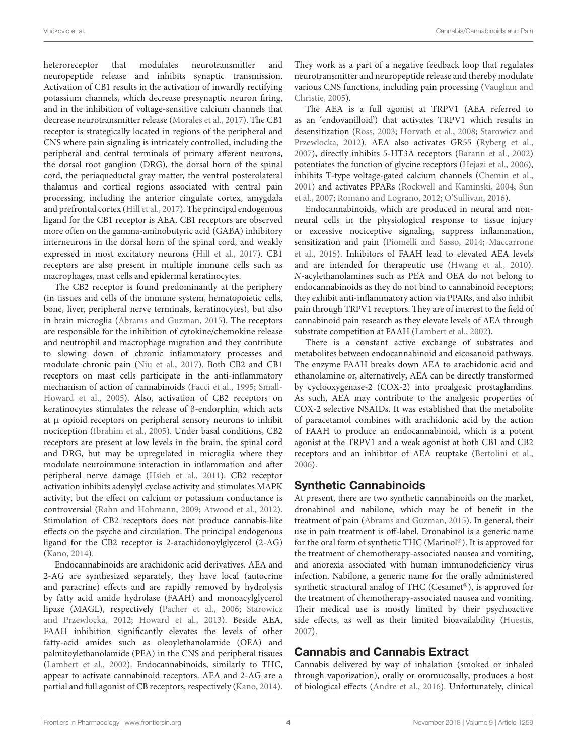heteroreceptor that modulates neurotransmitter and neuropeptide release and inhibits synaptic transmission. Activation of CB1 results in the activation of inwardly rectifying potassium channels, which decrease presynaptic neuron firing, and in the inhibition of voltage-sensitive calcium channels that decrease neurotransmitter release (Morales et al., 2017). The CB1 receptor is strategically located in regions of the peripheral and CNS where pain signaling is intricately controlled, including the peripheral and central terminals of primary afferent neurons, the dorsal root ganglion (DRG), the dorsal horn of the spinal cord, the periaqueductal gray matter, the ventral posterolateral thalamus and cortical regions associated with central pain processing, including the anterior cingulate cortex, amygdala and prefrontal cortex (Hill et al., 2017). The principal endogenous ligand for the CB1 receptor is AEA. CB1 receptors are observed more often on the gamma-aminobutyric acid (GABA) inhibitory interneurons in the dorsal horn of the spinal cord, and weakly expressed in most excitatory neurons (Hill et al., 2017). CB1 receptors are also present in multiple immune cells such as macrophages, mast cells and epidermal keratinocytes.

The CB2 receptor is found predominantly at the periphery (in tissues and cells of the immune system, hematopoietic cells, bone, liver, peripheral nerve terminals, keratinocytes), but also in brain microglia (Abrams and Guzman, 2015). The receptors are responsible for the inhibition of cytokine/chemokine release and neutrophil and macrophage migration and they contribute to slowing down of chronic inflammatory processes and modulate chronic pain (Niu et al., 2017). Both CB2 and CB1 receptors on mast cells participate in the anti-inflammatory mechanism of action of cannabinoids (Facci et al., 1995; Small-Howard et al., 2005). Also, activation of CB2 receptors on keratinocytes stimulates the release of β-endorphin, which acts at μ opioid receptors on peripheral sensory neurons to inhibit nociception (Ibrahim et al., 2005). Under basal conditions, CB2 receptors are present at low levels in the brain, the spinal cord and DRG, but may be upregulated in microglia where they modulate neuroimmune interaction in inflammation and after peripheral nerve damage (Hsieh et al., 2011). CB2 receptor activation inhibits adenylyl cyclase activity and stimulates MAPK activity, but the effect on calcium or potassium conductance is controversial (Rahn and Hohmann, 2009; Atwood et al., 2012). Stimulation of CB2 receptors does not produce cannabis-like effects on the psyche and circulation. The principal endogenous ligand for the CB2 receptor is 2-arachidonoylglycerol (2-AG) (Kano, 2014).

Endocannabinoids are arachidonic acid derivatives. AEA and 2-AG are synthesized separately, they have local (autocrine and paracrine) effects and are rapidly removed by hydrolysis by fatty acid amide hydrolase (FAAH) and monoacylglycerol lipase (MAGL), respectively (Pacher et al., 2006; Starowicz and Przewlocka, 2012; Howard et al., 2013). Beside AEA, FAAH inhibition significantly elevates the levels of other fatty-acid amides such as oleoylethanolamide (OEA) and palmitoylethanolamide (PEA) in the CNS and peripheral tissues (Lambert et al., 2002). Endocannabinoids, similarly to THC, appear to activate cannabinoid receptors. AEA and 2-AG are a partial and full agonist of CB receptors, respectively (Kano, 2014). They work as a part of a negative feedback loop that regulates neurotransmitter and neuropeptide release and thereby modulate various CNS functions, including pain processing (Vaughan and Christie, 2005).

The AEA is a full agonist at TRPV1 (AEA referred to as an 'endovanilloid') that activates TRPV1 which results in desensitization (Ross, 2003; Horvath et al., 2008; Starowicz and Przewlocka, 2012). AEA also activates GR55 (Ryberg et al., 2007), directly inhibits 5-HT3A receptors (Barann et al., 2002) potentiates the function of glycine receptors (Hejazi et al., 2006), inhibits T-type voltage-gated calcium channels (Chemin et al., 2001) and activates PPARs (Rockwell and Kaminski, 2004; Sun et al., 2007; Romano and Lograno, 2012; O'Sullivan, 2016).

Endocannabinoids, which are produced in neural and non-neural cells in the physiological response to tissue injury or excessive nociceptive signaling, suppress inflammation, sensitization and pain (Piomelli and Sasso, 2014; Maccarrone et al., 2015). Inhibitors of FAAH lead to elevated AEA levels and are intended for therapeutic use (Hwang et al., 2010). *N*-acylethanolamines such as PEA and OEA do not belong to endocannabinoids as they do not bind to cannabinoid receptors; they exhibit anti-inflammatory action via PPARs, and also inhibit pain through TRPV1 receptors. They are of interest to the field of cannabinoid pain research as they elevate levels of AEA through substrate competition at FAAH (Lambert et al., 2002).

There is a constant active exchange of substrates and metabolites between endocannabinoid and eicosanoid pathways. The enzyme FAAH breaks down AEA to arachidonic acid and ethanolamine or, alternatively, AEA can be directly transformed by cyclooxygenase-2 (COX-2) into proalgesic prostaglandins. As such, AEA may contribute to the analgesic properties of COX-2 selective NSAIDs. It was established that the metabolite of paracetamol combines with arachidonic acid by the action of FAAH to produce an endocannabinoid, which is a potent agonist at the TRPV1 and a weak agonist at both CB1 and CB2 receptors and an inhibitor of AEA reuptake (Bertolini et al., 2006).

## Synthetic Cannabinoids

At present, there are two synthetic cannabinoids on the market, dronabinol and nabilone, which may be of benefit in the treatment of pain (Abrams and Guzman, 2015). In general, their use in pain treatment is off-label. Dronabinol is a generic name for the oral form of synthetic THC (Marinol®). It is approved for the treatment of chemotherapy-associated nausea and vomiting, and anorexia associated with human immunodeficiency virus infection. Nabilone, a generic name for the orally administered synthetic structural analog of THC (Cesamet®), is approved for the treatment of chemotherapy-associated nausea and vomiting. Their medical use is mostly limited by their psychoactive side effects, as well as their limited bioavailability (Huestis, 2007).

## Cannabis and Cannabis Extract

Cannabis delivered by way of inhalation (smoked or inhaled through vaporization), orally or oromucosally, produces a host of biological effects (Andre et al., 2016). Unfortunately, clinical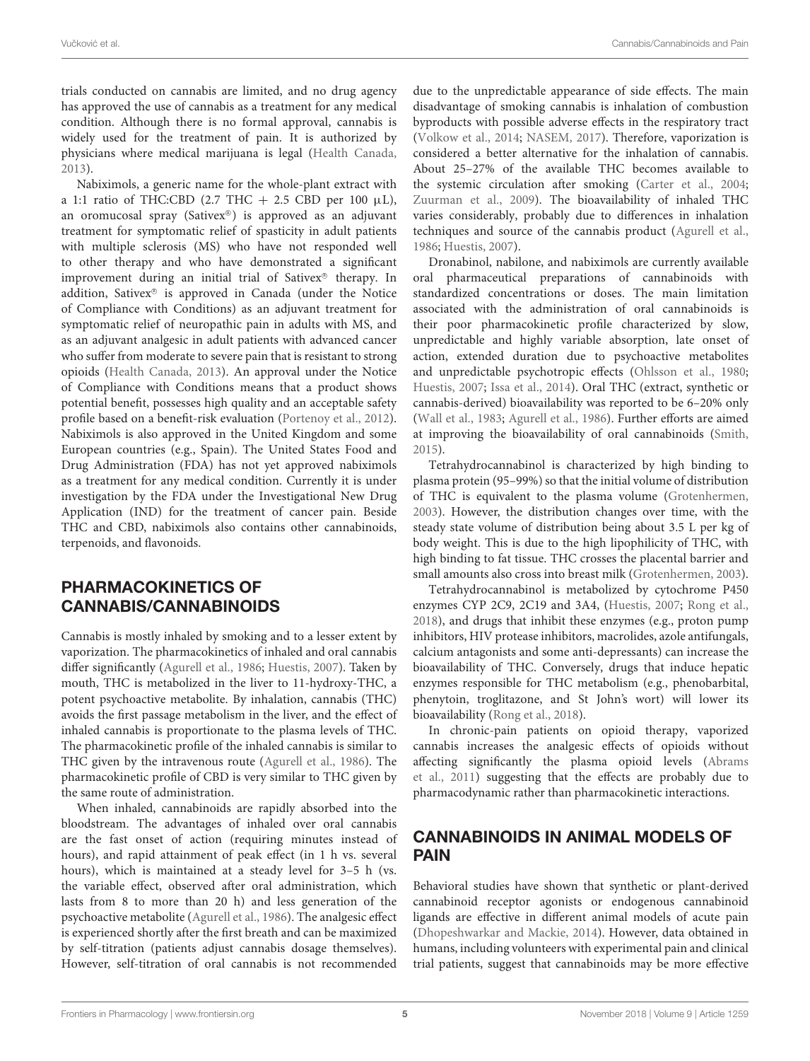trials conducted on cannabis are limited, and no drug agency has approved the use of cannabis as a treatment for any medical condition. Although there is no formal approval, cannabis is widely used for the treatment of pain. It is authorized by physicians where medical marijuana is legal (Health Canada, 2013).

Nabiximols, a generic name for the whole-plant extract with a 1:1 ratio of THC:CBD (2.7 THC + 2.5 CBD per 100 μL), an oromucosal spray (Sativex®) is approved as an adjuvant treatment for symptomatic relief of spasticity in adult patients with multiple sclerosis (MS) who have not responded well to other therapy and who have demonstrated a significant improvement during an initial trial of Sativex® therapy. In addition, Sativex® is approved in Canada (under the Notice of Compliance with Conditions) as an adjuvant treatment for symptomatic relief of neuropathic pain in adults with MS, and as an adjuvant analgesic in adult patients with advanced cancer who suffer from moderate to severe pain that is resistant to strong opioids (Health Canada, 2013). An approval under the Notice of Compliance with Conditions means that a product shows potential benefit, possesses high quality and an acceptable safety profile based on a benefit-risk evaluation (Portenoy et al., 2012). Nabiximols is also approved in the United Kingdom and some European countries (e.g., Spain). The United States Food and Drug Administration (FDA) has not yet approved nabiximols as a treatment for any medical condition. Currently it is under investigation by the FDA under the Investigational New Drug Application (IND) for the treatment of cancer pain. Beside THC and CBD, nabiximols also contains other cannabinoids, terpenoids, and flavonoids.

## PHARMACOKINETICS OF CANNABIS/CANNABINOIDS

Cannabis is mostly inhaled by smoking and to a lesser extent by vaporization. The pharmacokinetics of inhaled and oral cannabis differ significantly (Agurell et al., 1986; Huestis, 2007). Taken by mouth, THC is metabolized in the liver to 11-hydroxy-THC, a potent psychoactive metabolite. By inhalation, cannabis (THC) avoids the first passage metabolism in the liver, and the effect of inhaled cannabis is proportionate to the plasma levels of THC. The pharmacokinetic profile of the inhaled cannabis is similar to THC given by the intravenous route (Agurell et al., 1986). The pharmacokinetic profile of CBD is very similar to THC given by the same route of administration.

When inhaled, cannabinoids are rapidly absorbed into the bloodstream. The advantages of inhaled over oral cannabis are the fast onset of action (requiring minutes instead of hours), and rapid attainment of peak effect (in 1 h vs. several hours), which is maintained at a steady level for 3–5 h (vs. the variable effect, observed after oral administration, which lasts from 8 to more than 20 h) and less generation of the psychoactive metabolite (Agurell et al., 1986). The analgesic effect is experienced shortly after the first breath and can be maximized by self-titration (patients adjust cannabis dosage themselves). However, self-titration of oral cannabis is not recommended due to the unpredictable appearance of side effects. The main disadvantage of smoking cannabis is inhalation of combustion byproducts with possible adverse effects in the respiratory tract (Volkow et al., 2014; NASEM, 2017). Therefore, vaporization is considered a better alternative for the inhalation of cannabis. About 25–27% of the available THC becomes available to the systemic circulation after smoking (Carter et al., 2004; Zuurman et al., 2009). The bioavailability of inhaled THC varies considerably, probably due to differences in inhalation techniques and source of the cannabis product (Agurell et al., 1986; Huestis, 2007).

Dronabinol, nabilone, and nabiximols are currently available oral pharmaceutical preparations of cannabinoids with standardized concentrations or doses. The main limitation associated with the administration of oral cannabinoids is their poor pharmacokinetic profile characterized by slow, unpredictable and highly variable absorption, late onset of action, extended duration due to psychoactive metabolites and unpredictable psychotropic effects (Ohlsson et al., 1980; Huestis, 2007; Issa et al., 2014). Oral THC (extract, synthetic or cannabis-derived) bioavailability was reported to be 6–20% only (Wall et al., 1983; Agurell et al., 1986). Further efforts are aimed at improving the bioavailability of oral cannabinoids (Smith, 2015).

Tetrahydrocannabinol is characterized by high binding to plasma protein (95–99%) so that the initial volume of distribution of THC is equivalent to the plasma volume (Grotenhermen, 2003). However, the distribution changes over time, with the steady state volume of distribution being about 3.5 L per kg of body weight. This is due to the high lipophilicity of THC, with high binding to fat tissue. THC crosses the placental barrier and small amounts also cross into breast milk (Grotenhermen, 2003).

Tetrahydrocannabinol is metabolized by cytochrome P450 enzymes CYP 2C9, 2C19 and 3A4, (Huestis, 2007; Rong et al., 2018), and drugs that inhibit these enzymes (e.g., proton pump inhibitors, HIV protease inhibitors, macrolides, azole antifungals, calcium antagonists and some anti-depressants) can increase the bioavailability of THC. Conversely, drugs that induce hepatic enzymes responsible for THC metabolism (e.g., phenobarbital, phenytoin, troglitazone, and St John's wort) will lower its bioavailability (Rong et al., 2018).

In chronic-pain patients on opioid therapy, vaporized cannabis increases the analgesic effects of opioids without affecting significantly the plasma opioid levels (Abrams et al., 2011) suggesting that the effects are probably due to pharmacodynamic rather than pharmacokinetic interactions.

## CANNABINOIDS IN ANIMAL MODELS OF PAIN

Behavioral studies have shown that synthetic or plant-derived cannabinoid receptor agonists or endogenous cannabinoid ligands are effective in different animal models of acute pain (Dhopeshwarkar and Mackie, 2014). However, data obtained in humans, including volunteers with experimental pain and clinical trial patients, suggest that cannabinoids may be more effective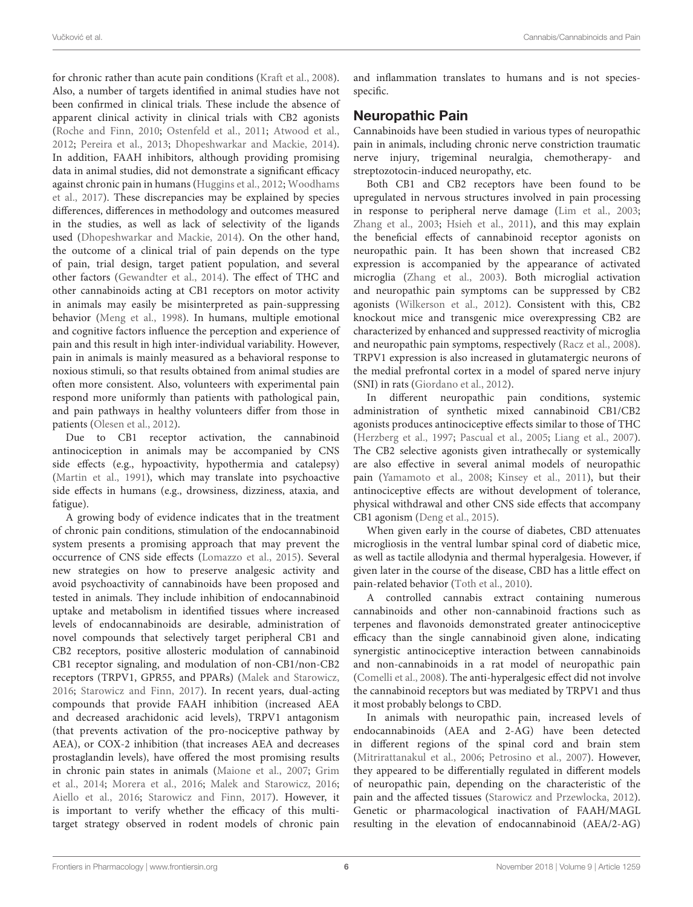for chronic rather than acute pain conditions (Kraft et al., 2008). Also, a number of targets identified in animal studies have not been confirmed in clinical trials. These include the absence of apparent clinical activity in clinical trials with CB2 agonists (Roche and Finn, 2010; Ostenfeld et al., 2011; Atwood et al., 2012; Pereira et al., 2013; Dhopeshwarkar and Mackie, 2014). In addition, FAAH inhibitors, although providing promising data in animal studies, did not demonstrate a significant efficacy against chronic pain in humans (Huggins et al., 2012; Woodhams et al., 2017). These discrepancies may be explained by species differences, differences in methodology and outcomes measured in the studies, as well as lack of selectivity of the ligands used (Dhopeshwarkar and Mackie, 2014). On the other hand, the outcome of a clinical trial of pain depends on the type of pain, trial design, target patient population, and several other factors (Gewandter et al., 2014). The effect of THC and other cannabinoids acting at CB1 receptors on motor activity in animals may easily be misinterpreted as pain-suppressing behavior (Meng et al., 1998). In humans, multiple emotional and cognitive factors influence the perception and experience of pain and this result in high inter-individual variability. However, pain in animals is mainly measured as a behavioral response to noxious stimuli, so that results obtained from animal studies are often more consistent. Also, volunteers with experimental pain respond more uniformly than patients with pathological pain, and pain pathways in healthy volunteers differ from those in patients (Olesen et al., 2012).

Due to CB1 receptor activation, the cannabinoid antinociception in animals may be accompanied by CNS side effects (e.g., hypoactivity, hypothermia and catalepsy) (Martin et al., 1991), which may translate into psychoactive side effects in humans (e.g., drowsiness, dizziness, ataxia, and fatigue).

A growing body of evidence indicates that in the treatment of chronic pain conditions, stimulation of the endocannabinoid system presents a promising approach that may prevent the occurrence of CNS side effects (Lomazzo et al., 2015). Several new strategies on how to preserve analgesic activity and avoid psychoactivity of cannabinoids have been proposed and tested in animals. They include inhibition of endocannabinoid uptake and metabolism in identified tissues where increased levels of endocannabinoids are desirable, administration of novel compounds that selectively target peripheral CB1 and CB2 receptors, positive allosteric modulation of cannabinoid CB1 receptor signaling, and modulation of non-CB1/non-CB2 receptors (TRPV1, GPR55, and PPARs) (Malek and Starowicz, 2016; Starowicz and Finn, 2017). In recent years, dual-acting compounds that provide FAAH inhibition (increased AEA and decreased arachidonic acid levels), TRPV1 antagonism (that prevents activation of the pro-nociceptive pathway by AEA), or COX-2 inhibition (that increases AEA and decreases prostaglandin levels), have offered the most promising results in chronic pain states in animals (Maione et al., 2007; Grim et al., 2014; Morera et al., 2016; Malek and Starowicz, 2016; Aiello et al., 2016; Starowicz and Finn, 2017). However, it is important to verify whether the efficacy of this multi-target strategy observed in rodent models of chronic pain and inflammation translates to humans and is not species-specific.

## Neuropathic Pain

Cannabinoids have been studied in various types of neuropathic pain in animals, including chronic nerve constriction traumatic nerve injury, trigeminal neuralgia, chemotherapy- and streptozotocin-induced neuropathy, etc.

Both CB1 and CB2 receptors have been found to be upregulated in nervous structures involved in pain processing in response to peripheral nerve damage (Lim et al., 2003; Zhang et al., 2003; Hsieh et al., 2011), and this may explain the beneficial effects of cannabinoid receptor agonists on neuropathic pain. It has been shown that increased CB2 expression is accompanied by the appearance of activated microglia (Zhang et al., 2003). Both microglial activation and neuropathic pain symptoms can be suppressed by CB2 agonists (Wilkerson et al., 2012). Consistent with this, CB2 knockout mice and transgenic mice overexpressing CB2 are characterized by enhanced and suppressed reactivity of microglia and neuropathic pain symptoms, respectively (Racz et al., 2008). TRPV1 expression is also increased in glutamatergic neurons of the medial prefrontal cortex in a model of spared nerve injury (SNI) in rats (Giordano et al., 2012).

In different neuropathic pain conditions, systemic administration of synthetic mixed cannabinoid CB1/CB2 agonists produces antinociceptive effects similar to those of THC (Herzberg et al., 1997; Pascual et al., 2005; Liang et al., 2007). The CB2 selective agonists given intrathecally or systemically are also effective in several animal models of neuropathic pain (Yamamoto et al., 2008; Kinsey et al., 2011), but their antinociceptive effects are without development of tolerance, physical withdrawal and other CNS side effects that accompany CB1 agonism (Deng et al., 2015).

When given early in the course of diabetes, CBD attenuates microgliosis in the ventral lumbar spinal cord of diabetic mice, as well as tactile allodynia and thermal hyperalgesia. However, if given later in the course of the disease, CBD has a little effect on pain-related behavior (Toth et al., 2010).

A controlled cannabis extract containing numerous cannabinoids and other non-cannabinoid fractions such as terpenes and flavonoids demonstrated greater antinociceptive efficacy than the single cannabinoid given alone, indicating synergistic antinociceptive interaction between cannabinoids and non-cannabinoids in a rat model of neuropathic pain (Comelli et al., 2008). The anti-hyperalgesic effect did not involve the cannabinoid receptors but was mediated by TRPV1 and thus it most probably belongs to CBD.

In animals with neuropathic pain, increased levels of endocannabinoids (AEA and 2-AG) have been detected in different regions of the spinal cord and brain stem (Mitrirattanakul et al., 2006; Petrosino et al., 2007). However, they appeared to be differentially regulated in different models of neuropathic pain, depending on the characteristic of the pain and the affected tissues (Starowicz and Przewlocka, 2012). Genetic or pharmacological inactivation of FAAH/MAGL resulting in the elevation of endocannabinoid (AEA/2-AG)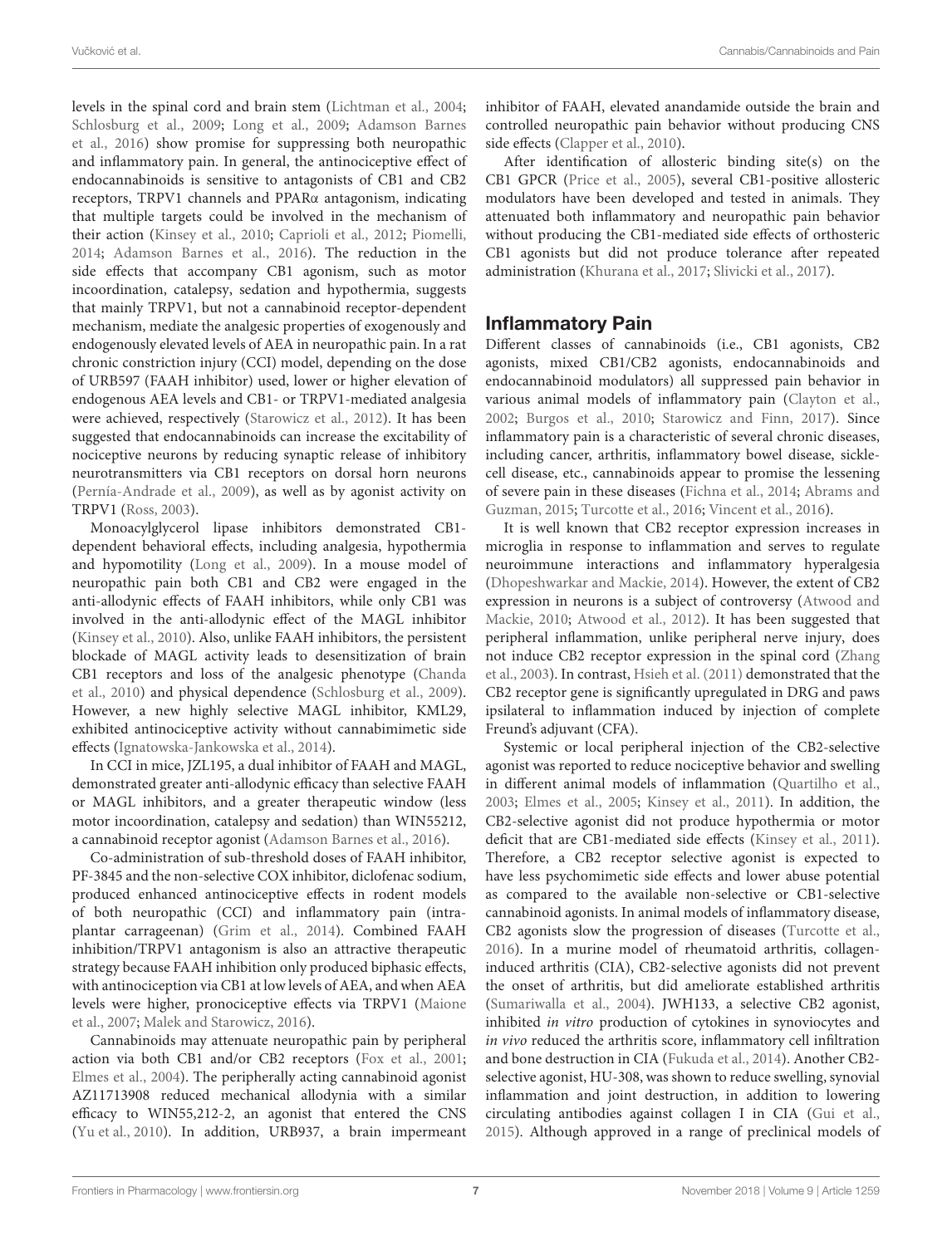levels in the spinal cord and brain stem (Lichtman et al., 2004; Schlosburg et al., 2009; Long et al., 2009; Adamson Barnes et al., 2016) show promise for suppressing both neuropathic and inflammatory pain. In general, the antinociceptive effect of endocannabinoids is sensitive to antagonists of CB1 and CB2 receptors, TRPV1 channels and PPARα antagonism, indicating that multiple targets could be involved in the mechanism of their action (Kinsey et al., 2010; Caprioli et al., 2012; Piomelli, 2014; Adamson Barnes et al., 2016). The reduction in the side effects that accompany CB1 agonism, such as motor incoordination, catalepsy, sedation and hypothermia, suggests that mainly TRPV1, but not a cannabinoid receptor-dependent mechanism, mediate the analgesic properties of exogenously and endogenously elevated levels of AEA in neuropathic pain. In a rat chronic constriction injury (CCI) model, depending on the dose of URB597 (FAAH inhibitor) used, lower or higher elevation of endogenous AEA levels and CB1- or TRPV1-mediated analgesia were achieved, respectively (Starowicz et al., 2012). It has been suggested that endocannabinoids can increase the excitability of nociceptive neurons by reducing synaptic release of inhibitory neurotransmitters via CB1 receptors on dorsal horn neurons (Pernía-Andrade et al., 2009), as well as by agonist activity on TRPV1 (Ross, 2003).

Monoacylglycerol lipase inhibitors demonstrated CB1-dependent behavioral effects, including analgesia, hypothermia and hypomotility (Long et al., 2009). In a mouse model of neuropathic pain both CB1 and CB2 were engaged in the anti-allodynic effects of FAAH inhibitors, while only CB1 was involved in the anti-allodynic effect of the MAGL inhibitor (Kinsey et al., 2010). Also, unlike FAAH inhibitors, the persistent blockade of MAGL activity leads to desensitization of brain CB1 receptors and loss of the analgesic phenotype (Chanda et al., 2010) and physical dependence (Schlosburg et al., 2009). However, a new highly selective MAGL inhibitor, KML29, exhibited antinociceptive activity without cannabimimetic side effects (Ignatowska-Jankowska et al., 2014).

In CCI in mice, JZL195, a dual inhibitor of FAAH and MAGL, demonstrated greater anti-allodynic efficacy than selective FAAH or MAGL inhibitors, and a greater therapeutic window (less motor incoordination, catalepsy and sedation) than WIN55212, a cannabinoid receptor agonist (Adamson Barnes et al., 2016).

Co-administration of sub-threshold doses of FAAH inhibitor, PF-3845 and the non-selective COX inhibitor, diclofenac sodium, produced enhanced antinociceptive effects in rodent models of both neuropathic (CCI) and inflammatory pain (intra-plantar carrageenan) (Grim et al., 2014). Combined FAAH inhibition/TRPV1 antagonism is also an attractive therapeutic strategy because FAAH inhibition only produced biphasic effects, with antinociception via CB1 at low levels of AEA, and when AEA levels were higher, pronociceptive effects via TRPV1 (Maione et al., 2007; Malek and Starowicz, 2016).

Cannabinoids may attenuate neuropathic pain by peripheral action via both CB1 and/or CB2 receptors (Fox et al., 2001; Elmes et al., 2004). The peripherally acting cannabinoid agonist AZ11713908 reduced mechanical allodynia with a similar efficacy to WIN55,212-2, an agonist that entered the CNS (Yu et al., 2010). In addition, URB937, a brain impermeant inhibitor of FAAH, elevated anandamide outside the brain and controlled neuropathic pain behavior without producing CNS side effects (Clapper et al., 2010).

After identification of allosteric binding site(s) on the CB1 GPCR (Price et al., 2005), several CB1-positive allosteric modulators have been developed and tested in animals. They attenuated both inflammatory and neuropathic pain behavior without producing the CB1-mediated side effects of orthosteric CB1 agonists but did not produce tolerance after repeated administration (Khurana et al., 2017; Slivicki et al., 2017).

## Inflammatory Pain

Different classes of cannabinoids (i.e., CB1 agonists, CB2 agonists, mixed CB1/CB2 agonists, endocannabinoids and endocannabinoid modulators) all suppressed pain behavior in various animal models of inflammatory pain (Clayton et al., 2002; Burgos et al., 2010; Starowicz and Finn, 2017). Since inflammatory pain is a characteristic of several chronic diseases, including cancer, arthritis, inflammatory bowel disease, sickle-cell disease, etc., cannabinoids appear to promise the lessening of severe pain in these diseases (Fichna et al., 2014; Abrams and Guzman, 2015; Turcotte et al., 2016; Vincent et al., 2016).

It is well known that CB2 receptor expression increases in microglia in response to inflammation and serves to regulate neuroimmune interactions and inflammatory hyperalgesia (Dhopeshwarkar and Mackie, 2014). However, the extent of CB2 expression in neurons is a subject of controversy (Atwood and Mackie, 2010; Atwood et al., 2012). It has been suggested that peripheral inflammation, unlike peripheral nerve injury, does not induce CB2 receptor expression in the spinal cord (Zhang et al., 2003). In contrast, Hsieh et al. (2011) demonstrated that the CB2 receptor gene is significantly upregulated in DRG and paws ipsilateral to inflammation induced by injection of complete Freund's adjuvant (CFA).

Systemic or local peripheral injection of the CB2-selective agonist was reported to reduce nociceptive behavior and swelling in different animal models of inflammation (Quartilho et al., 2003; Elmes et al., 2005; Kinsey et al., 2011). In addition, the CB2-selective agonist did not produce hypothermia or motor deficit that are CB1-mediated side effects (Kinsey et al., 2011). Therefore, a CB2 receptor selective agonist is expected to have less psychomimetic side effects and lower abuse potential as compared to the available non-selective or CB1-selective cannabinoid agonists. In animal models of inflammatory disease, CB2 agonists slow the progression of diseases (Turcotte et al., 2016). In a murine model of rheumatoid arthritis, collagen-induced arthritis (CIA), CB2-selective agonists did not prevent the onset of arthritis, but did ameliorate established arthritis (Sumariwalla et al., 2004). JWH133, a selective CB2 agonist, inhibited *in vitro* production of cytokines in synoviocytes and *in vivo* reduced the arthritis score, inflammatory cell infiltration and bone destruction in CIA (Fukuda et al., 2014). Another CB2-selective agonist, HU-308, was shown to reduce swelling, synovial inflammation and joint destruction, in addition to lowering circulating antibodies against collagen I in CIA (Gui et al., 2015). Although approved in a range of preclinical models of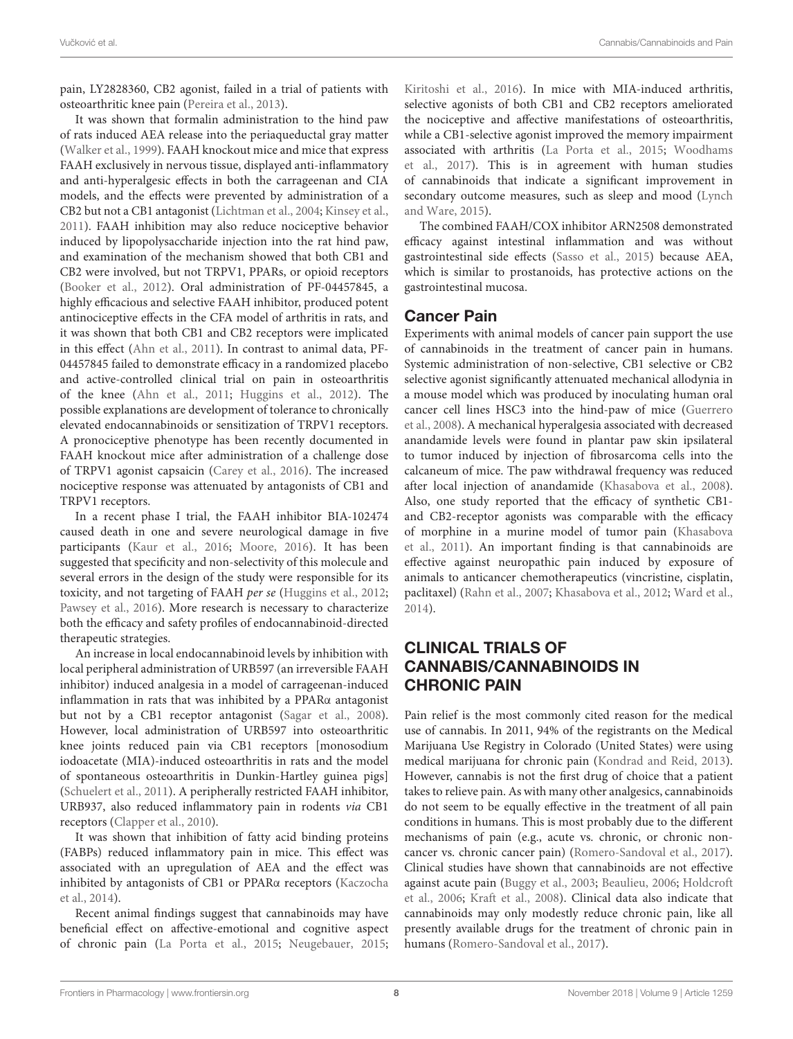pain, LY2828360, CB2 agonist, failed in a trial of patients with osteoarthritic knee pain (Pereira et al., 2013).

It was shown that formalin administration to the hind paw of rats induced AEA release into the periaqueductal gray matter (Walker et al., 1999). FAAH knockout mice and mice that express FAAH exclusively in nervous tissue, displayed anti-inflammatory and anti-hyperalgesic effects in both the carrageenan and CIA models, and the effects were prevented by administration of a CB2 but not a CB1 antagonist (Lichtman et al., 2004; Kinsey et al., 2011). FAAH inhibition may also reduce nociceptive behavior induced by lipopolysaccharide injection into the rat hind paw, and examination of the mechanism showed that both CB1 and CB2 were involved, but not TRPV1, PPARs, or opioid receptors (Booker et al., 2012). Oral administration of PF-04457845, a highly efficacious and selective FAAH inhibitor, produced potent antinociceptive effects in the CFA model of arthritis in rats, and it was shown that both CB1 and CB2 receptors were implicated in this effect (Ahn et al., 2011). In contrast to animal data, PF-04457845 failed to demonstrate efficacy in a randomized placebo and active-controlled clinical trial on pain in osteoarthritis of the knee (Ahn et al., 2011; Huggins et al., 2012). The possible explanations are development of tolerance to chronically elevated endocannabinoids or sensitization of TRPV1 receptors. A pronociceptive phenotype has been recently documented in FAAH knockout mice after administration of a challenge dose of TRPV1 agonist capsaicin (Carey et al., 2016). The increased nociceptive response was attenuated by antagonists of CB1 and TRPV1 receptors.

In a recent phase I trial, the FAAH inhibitor BIA-102474 caused death in one and severe neurological damage in five participants (Kaur et al., 2016; Moore, 2016). It has been suggested that specificity and non-selectivity of this molecule and several errors in the design of the study were responsible for its toxicity, and not targeting of FAAH *per se* (Huggins et al., 2012; Pawsey et al., 2016). More research is necessary to characterize both the efficacy and safety profiles of endocannabinoid-directed therapeutic strategies.

An increase in local endocannabinoid levels by inhibition with local peripheral administration of URB597 (an irreversible FAAH inhibitor) induced analgesia in a model of carrageenan-induced inflammation in rats that was inhibited by a PPARα antagonist but not by a CB1 receptor antagonist (Sagar et al., 2008). However, local administration of URB597 into osteoarthritic knee joints reduced pain via CB1 receptors [monosodium iodoacetate (MIA)-induced osteoarthritis in rats and the model of spontaneous osteoarthritis in Dunkin-Hartley guinea pigs] (Schuelert et al., 2011). A peripherally restricted FAAH inhibitor, URB937, also reduced inflammatory pain in rodents *via* CB1 receptors (Clapper et al., 2010).

It was shown that inhibition of fatty acid binding proteins (FABPs) reduced inflammatory pain in mice. This effect was associated with an upregulation of AEA and the effect was inhibited by antagonists of CB1 or PPARα receptors (Kaczocha et al., 2014).

Recent animal findings suggest that cannabinoids may have beneficial effect on affective-emotional and cognitive aspect of chronic pain (La Porta et al., 2015; Neugebauer, 2015; Kiritoshi et al., 2016). In mice with MIA-induced arthritis, selective agonists of both CB1 and CB2 receptors ameliorated the nociceptive and affective manifestations of osteoarthritis, while a CB1-selective agonist improved the memory impairment associated with arthritis (La Porta et al., 2015; Woodhams et al., 2017). This is in agreement with human studies of cannabinoids that indicate a significant improvement in secondary outcome measures, such as sleep and mood (Lynch and Ware, 2015).

The combined FAAH/COX inhibitor ARN2508 demonstrated efficacy against intestinal inflammation and was without gastrointestinal side effects (Sasso et al., 2015) because AEA, which is similar to prostanoids, has protective actions on the gastrointestinal mucosa.

### Cancer Pain

Experiments with animal models of cancer pain support the use of cannabinoids in the treatment of cancer pain in humans. Systemic administration of non-selective, CB1 selective or CB2 selective agonist significantly attenuated mechanical allodynia in a mouse model which was produced by inoculating human oral cancer cell lines HSC3 into the hind-paw of mice (Guerrero et al., 2008). A mechanical hyperalgesia associated with decreased anandamide levels were found in plantar paw skin ipsilateral to tumor induced by injection of fibrosarcoma cells into the calcaneum of mice. The paw withdrawal frequency was reduced after local injection of anandamide (Khasabova et al., 2008). Also, one study reported that the efficacy of synthetic CB1- and CB2-receptor agonists was comparable with the efficacy of morphine in a murine model of tumor pain (Khasabova et al., 2011). An important finding is that cannabinoids are effective against neuropathic pain induced by exposure of animals to anticancer chemotherapeutics (vincristine, cisplatin, paclitaxel) (Rahn et al., 2007; Khasabova et al., 2012; Ward et al., 2014).

## CLINICAL TRIALS OF CANNABIS/CANNABINOIDS IN CHRONIC PAIN

Pain relief is the most commonly cited reason for the medical use of cannabis. In 2011, 94% of the registrants on the Medical Marijuana Use Registry in Colorado (United States) were using medical marijuana for chronic pain (Kondrad and Reid, 2013). However, cannabis is not the first drug of choice that a patient takes to relieve pain. As with many other analgesics, cannabinoids do not seem to be equally effective in the treatment of all pain conditions in humans. This is most probably due to the different mechanisms of pain (e.g., acute vs. chronic, or chronic non-cancer vs. chronic cancer pain) (Romero-Sandoval et al., 2017). Clinical studies have shown that cannabinoids are not effective against acute pain (Buggy et al., 2003; Beaulieu, 2006; Holdcroft et al., 2006; Kraft et al., 2008). Clinical data also indicate that cannabinoids may only modestly reduce chronic pain, like all presently available drugs for the treatment of chronic pain in humans (Romero-Sandoval et al., 2017).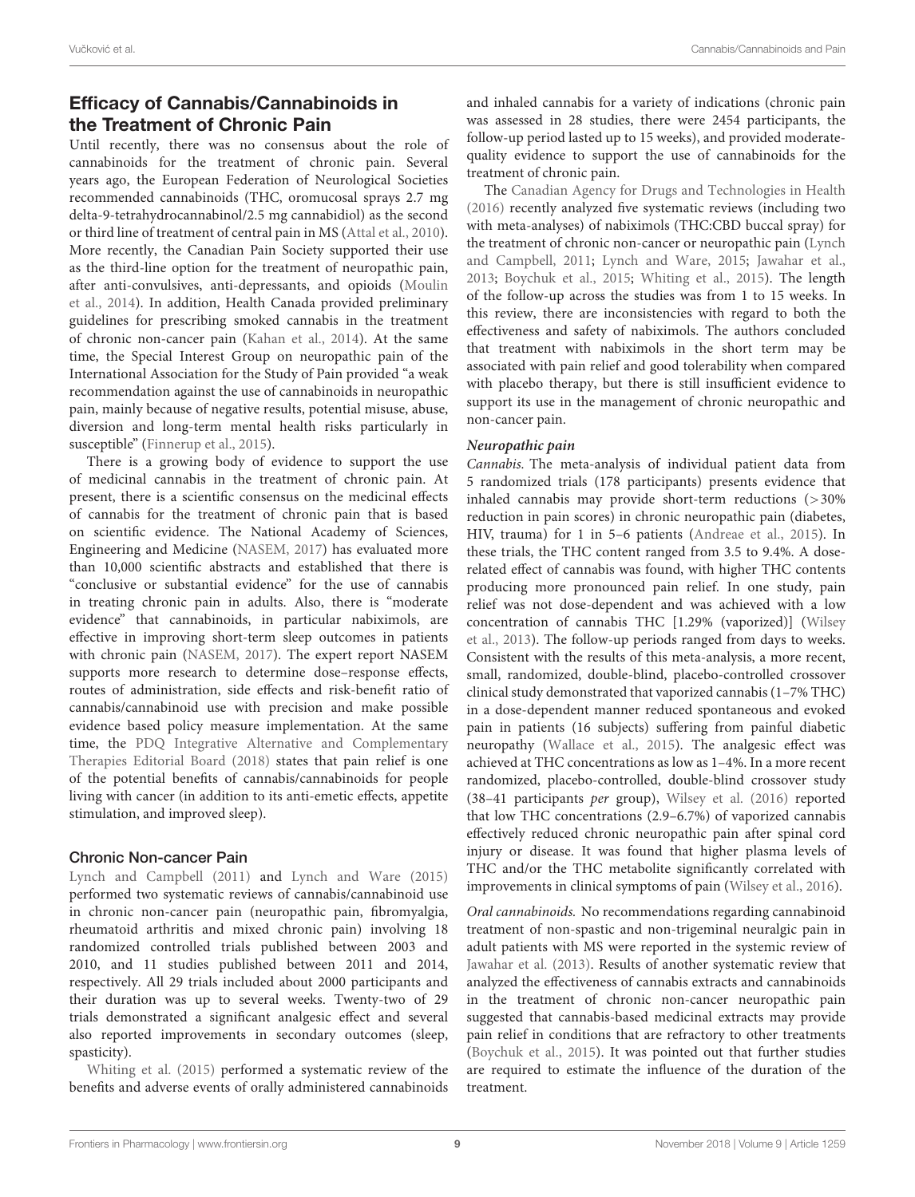## Efficacy of Cannabis/Cannabinoids in the Treatment of Chronic Pain

Until recently, there was no consensus about the role of cannabinoids for the treatment of chronic pain. Several years ago, the European Federation of Neurological Societies recommended cannabinoids (THC, oromucosal sprays 2.7 mg delta-9-tetrahydrocannabinol/2.5 mg cannabidiol) as the second or third line of treatment of central pain in MS (Attal et al., 2010). More recently, the Canadian Pain Society supported their use as the third-line option for the treatment of neuropathic pain, after anti-convulsives, anti-depressants, and opioids (Moulin et al., 2014). In addition, Health Canada provided preliminary guidelines for prescribing smoked cannabis in the treatment of chronic non-cancer pain (Kahan et al., 2014). At the same time, the Special Interest Group on neuropathic pain of the International Association for the Study of Pain provided "a weak recommendation against the use of cannabinoids in neuropathic pain, mainly because of negative results, potential misuse, abuse, diversion and long-term mental health risks particularly in susceptible" (Finnerup et al., 2015).

There is a growing body of evidence to support the use of medicinal cannabis in the treatment of chronic pain. At present, there is a scientific consensus on the medicinal effects of cannabis for the treatment of chronic pain that is based on scientific evidence. The National Academy of Sciences, Engineering and Medicine (NASEM, 2017) has evaluated more than 10,000 scientific abstracts and established that there is "conclusive or substantial evidence" for the use of cannabis in treating chronic pain in adults. Also, there is "moderate evidence" that cannabinoids, in particular nabiximols, are effective in improving short-term sleep outcomes in patients with chronic pain (NASEM, 2017). The expert report NASEM supports more research to determine dose–response effects, routes of administration, side effects and risk-benefit ratio of cannabis/cannabinoid use with precision and make possible evidence based policy measure implementation. At the same time, the PDQ Integrative Alternative and Complementary Therapies Editorial Board (2018) states that pain relief is one of the potential benefits of cannabis/cannabinoids for people living with cancer (in addition to its anti-emetic effects, appetite stimulation, and improved sleep).

### Chronic Non-cancer Pain

Lynch and Campbell (2011) and Lynch and Ware (2015) performed two systematic reviews of cannabis/cannabinoid use in chronic non-cancer pain (neuropathic pain, fibromyalgia, rheumatoid arthritis and mixed chronic pain) involving 18 randomized controlled trials published between 2003 and 2010, and 11 studies published between 2011 and 2014, respectively. All 29 trials included about 2000 participants and their duration was up to several weeks. Twenty-two of 29 trials demonstrated a significant analgesic effect and several also reported improvements in secondary outcomes (sleep, spasticity).

Whiting et al. (2015) performed a systematic review of the benefits and adverse events of orally administered cannabinoids and inhaled cannabis for a variety of indications (chronic pain was assessed in 28 studies, there were 2454 participants, the follow-up period lasted up to 15 weeks), and provided moderate-quality evidence to support the use of cannabinoids for the treatment of chronic pain.

The Canadian Agency for Drugs and Technologies in Health (2016) recently analyzed five systematic reviews (including two with meta-analyses) of nabiximols (THC:CBD buccal spray) for the treatment of chronic non-cancer or neuropathic pain (Lynch and Campbell, 2011; Lynch and Ware, 2015; Jawahar et al., 2013; Boychuk et al., 2015; Whiting et al., 2015). The length of the follow-up across the studies was from 1 to 15 weeks. In this review, there are inconsistencies with regard to both the effectiveness and safety of nabiximols. The authors concluded that treatment with nabiximols in the short term may be associated with pain relief and good tolerability when compared with placebo therapy, but there is still insufficient evidence to support its use in the management of chronic neuropathic and non-cancer pain.

#### *Neuropathic pain*

*Cannabis.* The meta-analysis of individual patient data from 5 randomized trials (178 participants) presents evidence that inhaled cannabis may provide short-term reductions (>30% reduction in pain scores) in chronic neuropathic pain (diabetes, HIV, trauma) for 1 in 5–6 patients (Andreae et al., 2015). In these trials, the THC content ranged from 3.5 to 9.4%. A dose-related effect of cannabis was found, with higher THC contents producing more pronounced pain relief. In one study, pain relief was not dose-dependent and was achieved with a low concentration of cannabis THC [1.29% (vaporized)] (Wilsey et al., 2013). The follow-up periods ranged from days to weeks. Consistent with the results of this meta-analysis, a more recent, small, randomized, double-blind, placebo-controlled crossover clinical study demonstrated that vaporized cannabis (1–7% THC) in a dose-dependent manner reduced spontaneous and evoked pain in patients (16 subjects) suffering from painful diabetic neuropathy (Wallace et al., 2015). The analgesic effect was achieved at THC concentrations as low as 1–4%. In a more recent randomized, placebo-controlled, double-blind crossover study (38–41 participants *per* group), Wilsey et al. (2016) reported that low THC concentrations (2.9–6.7%) of vaporized cannabis effectively reduced chronic neuropathic pain after spinal cord injury or disease. It was found that higher plasma levels of THC and/or the THC metabolite significantly correlated with improvements in clinical symptoms of pain (Wilsey et al., 2016).

*Oral cannabinoids.* No recommendations regarding cannabinoid treatment of non-spastic and non-trigeminal neuralgic pain in adult patients with MS were reported in the systemic review of Jawahar et al. (2013). Results of another systematic review that analyzed the effectiveness of cannabis extracts and cannabinoids in the treatment of chronic non-cancer neuropathic pain suggested that cannabis-based medicinal extracts may provide pain relief in conditions that are refractory to other treatments (Boychuk et al., 2015). It was pointed out that further studies are required to estimate the influence of the duration of the treatment.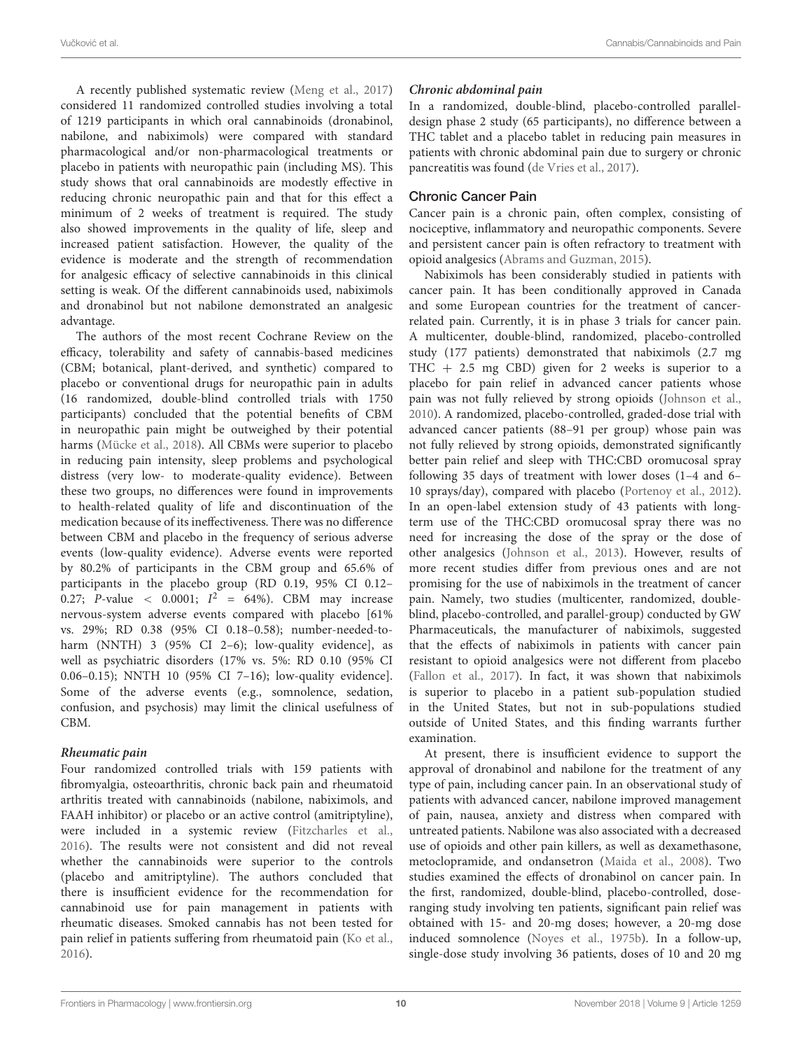A recently published systematic review (Meng et al., 2017) considered 11 randomized controlled studies involving a total of 1219 participants in which oral cannabinoids (dronabinol, nabilone, and nabiximols) were compared with standard pharmacological and/or non-pharmacological treatments or placebo in patients with neuropathic pain (including MS). This study shows that oral cannabinoids are modestly effective in reducing chronic neuropathic pain and that for this effect a minimum of 2 weeks of treatment is required. The study also showed improvements in the quality of life, sleep and increased patient satisfaction. However, the quality of the evidence is moderate and the strength of recommendation for analgesic efficacy of selective cannabinoids in this clinical setting is weak. Of the different cannabinoids used, nabiximols and dronabinol but not nabilone demonstrated an analgesic advantage.

The authors of the most recent Cochrane Review on the efficacy, tolerability and safety of cannabis-based medicines (CBM; botanical, plant-derived, and synthetic) compared to placebo or conventional drugs for neuropathic pain in adults (16 randomized, double-blind controlled trials with 1750 participants) concluded that the potential benefits of CBM in neuropathic pain might be outweighed by their potential harms (Mücke et al., 2018). All CBMs were superior to placebo in reducing pain intensity, sleep problems and psychological distress (very low- to moderate-quality evidence). Between these two groups, no differences were found in improvements to health-related quality of life and discontinuation of the medication because of its ineffectiveness. There was no difference between CBM and placebo in the frequency of serious adverse events (low-quality evidence). Adverse events were reported by 80.2% of participants in the CBM group and 65.6% of participants in the placebo group (RD 0.19, 95% CI 0.12–0.27; $P$-value $< 0.0001$; $I^2 = 64\%$). CBM may increase nervous-system adverse events compared with placebo [61% vs. 29%; RD 0.38 (95% CI 0.18–0.58); number-needed-to-harm (NNTH) 3 (95% CI 2–6); low-quality evidence], as well as psychiatric disorders (17% vs. 5%: RD 0.10 (95% CI 0.06–0.15); NNTH 10 (95% CI 7–16); low-quality evidence]. Some of the adverse events (e.g., somnolence, sedation, confusion, and psychosis) may limit the clinical usefulness of CBM.

#### *Rheumatic pain*

Four randomized controlled trials with 159 patients with fibromyalgia, osteoarthritis, chronic back pain and rheumatoid arthritis treated with cannabinoids (nabilone, nabiximols, and FAAH inhibitor) or placebo or an active control (amitriptyline), were included in a systemic review (Fitzcharles et al., 2016). The results were not consistent and did not reveal whether the cannabinoids were superior to the controls (placebo and amitriptyline). The authors concluded that there is insufficient evidence for the recommendation for cannabinoid use for pain management in patients with rheumatic diseases. Smoked cannabis has not been tested for pain relief in patients suffering from rheumatoid pain (Ko et al., 2016).

#### *Chronic abdominal pain*

In a randomized, double-blind, placebo-controlled parallel-design phase 2 study (65 participants), no difference between a THC tablet and a placebo tablet in reducing pain measures in patients with chronic abdominal pain due to surgery or chronic pancreatitis was found (de Vries et al., 2017).

### Chronic Cancer Pain

Cancer pain is a chronic pain, often complex, consisting of nociceptive, inflammatory and neuropathic components. Severe and persistent cancer pain is often refractory to treatment with opioid analgesics (Abrams and Guzman, 2015).

Nabiximols has been considerably studied in patients with cancer pain. It has been conditionally approved in Canada and some European countries for the treatment of cancer-related pain. Currently, it is in phase 3 trials for cancer pain. A multicenter, double-blind, randomized, placebo-controlled study (177 patients) demonstrated that nabiximols (2.7 mg THC + 2.5 mg CBD) given for 2 weeks is superior to a placebo for pain relief in advanced cancer patients whose pain was not fully relieved by strong opioids (Johnson et al., 2010). A randomized, placebo-controlled, graded-dose trial with advanced cancer patients (88–91 per group) whose pain was not fully relieved by strong opioids, demonstrated significantly better pain relief and sleep with THC:CBD oromucosal spray following 35 days of treatment with lower doses (1–4 and 6–10 sprays/day), compared with placebo (Portenoy et al., 2012). In an open-label extension study of 43 patients with long-term use of the THC:CBD oromucosal spray there was no need for increasing the dose of the spray or the dose of other analgesics (Johnson et al., 2013). However, results of more recent studies differ from previous ones and are not promising for the use of nabiximols in the treatment of cancer pain. Namely, two studies (multicenter, randomized, double-blind, placebo-controlled, and parallel-group) conducted by GW Pharmaceuticals, the manufacturer of nabiximols, suggested that the effects of nabiximols in patients with cancer pain resistant to opioid analgesics were not different from placebo (Fallon et al., 2017). In fact, it was shown that nabiximols is superior to placebo in a patient sub-population studied in the United States, but not in sub-populations studied outside of United States, and this finding warrants further examination.

At present, there is insufficient evidence to support the approval of dronabinol and nabilone for the treatment of any type of pain, including cancer pain. In an observational study of patients with advanced cancer, nabilone improved management of pain, nausea, anxiety and distress when compared with untreated patients. Nabilone was also associated with a decreased use of opioids and other pain killers, as well as dexamethasone, metoclopramide, and ondansetron (Maida et al., 2008). Two studies examined the effects of dronabinol on cancer pain. In the first, randomized, double-blind, placebo-controlled, dose-ranging study involving ten patients, significant pain relief was obtained with 15- and 20-mg doses; however, a 20-mg dose induced somnolence (Noyes et al., 1975b). In a follow-up, single-dose study involving 36 patients, doses of 10 and 20 mg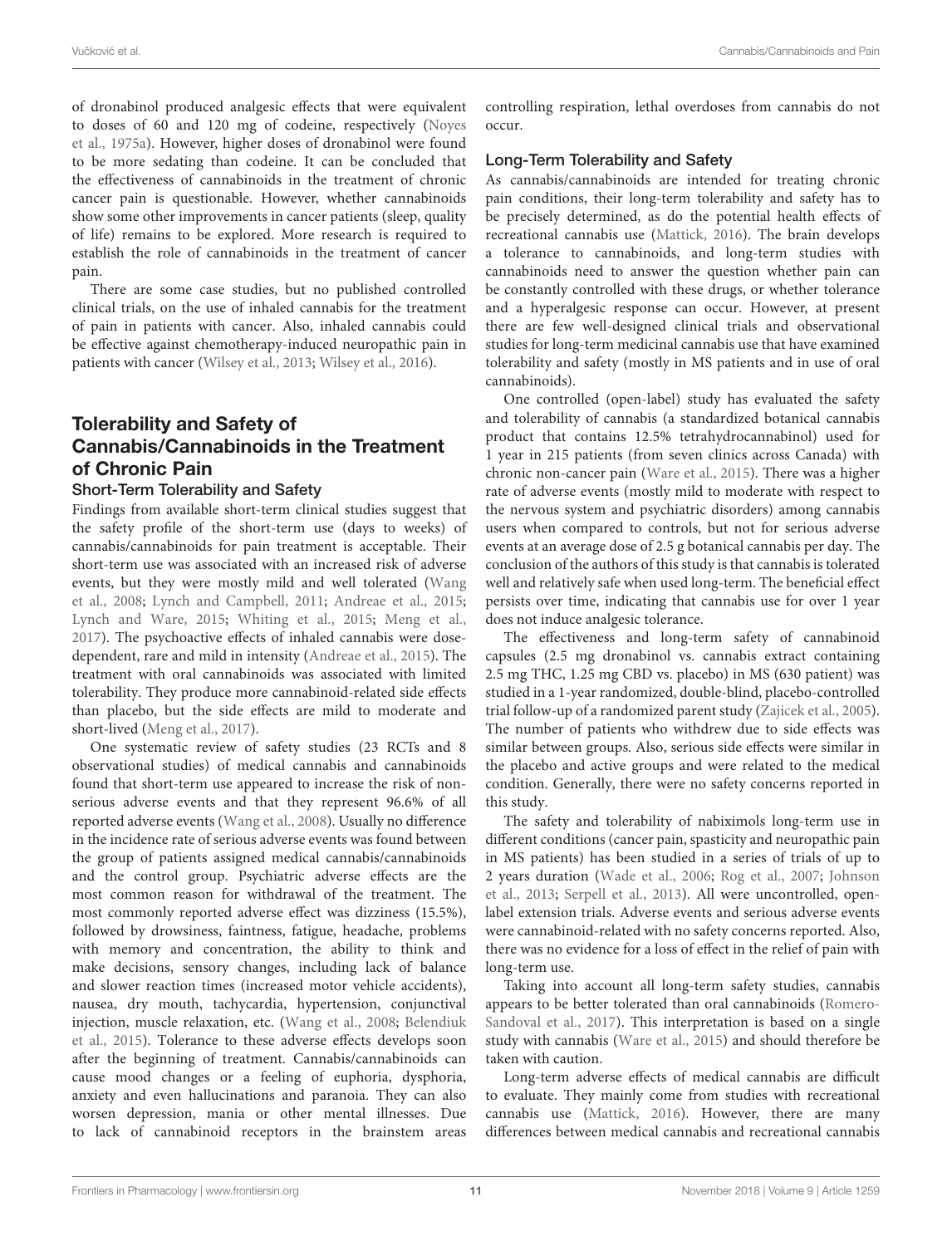of dronabinol produced analgesic effects that were equivalent to doses of 60 and 120 mg of codeine, respectively (Noyes et al., 1975a). However, higher doses of dronabinol were found to be more sedating than codeine. It can be concluded that the effectiveness of cannabinoids in the treatment of chronic cancer pain is questionable. However, whether cannabinoids show some other improvements in cancer patients (sleep, quality of life) remains to be explored. More research is required to establish the role of cannabinoids in the treatment of cancer pain.

There are some case studies, but no published controlled clinical trials, on the use of inhaled cannabis for the treatment of pain in patients with cancer. Also, inhaled cannabis could be effective against chemotherapy-induced neuropathic pain in patients with cancer (Wilsey et al., 2013; Wilsey et al., 2016).

## Tolerability and Safety of Cannabis/Cannabinoids in the Treatment of Chronic Pain

### Short-Term Tolerability and Safety

Findings from available short-term clinical studies suggest that the safety profile of the short-term use (days to weeks) of cannabis/cannabinoids for pain treatment is acceptable. Their short-term use was associated with an increased risk of adverse events, but they were mostly mild and well tolerated (Wang et al., 2008; Lynch and Campbell, 2011; Andreae et al., 2015; Lynch and Ware, 2015; Whiting et al., 2015; Meng et al., 2017). The psychoactive effects of inhaled cannabis were dose-dependent, rare and mild in intensity (Andreae et al., 2015). The treatment with oral cannabinoids was associated with limited tolerability. They produce more cannabinoid-related side effects than placebo, but the side effects are mild to moderate and short-lived (Meng et al., 2017).

One systematic review of safety studies (23 RCTs and 8 observational studies) of medical cannabis and cannabinoids found that short-term use appeared to increase the risk of non-serious adverse events and that they represent 96.6% of all reported adverse events (Wang et al., 2008). Usually no difference in the incidence rate of serious adverse events was found between the group of patients assigned medical cannabis/cannabinoids and the control group. Psychiatric adverse effects are the most common reason for withdrawal of the treatment. The most commonly reported adverse effect was dizziness (15.5%), followed by drowsiness, faintness, fatigue, headache, problems with memory and concentration, the ability to think and make decisions, sensory changes, including lack of balance and slower reaction times (increased motor vehicle accidents), nausea, dry mouth, tachycardia, hypertension, conjunctival injection, muscle relaxation, etc. (Wang et al., 2008; Belendiuk et al., 2015). Tolerance to these adverse effects develops soon after the beginning of treatment. Cannabis/cannabinoids can cause mood changes or a feeling of euphoria, dysphoria, anxiety and even hallucinations and paranoia. They can also worsen depression, mania or other mental illnesses. Due to lack of cannabinoid receptors in the brainstem areas controlling respiration, lethal overdoses from cannabis do not occur.

### Long-Term Tolerability and Safety

As cannabis/cannabinoids are intended for treating chronic pain conditions, their long-term tolerability and safety has to be precisely determined, as do the potential health effects of recreational cannabis use (Mattick, 2016). The brain develops a tolerance to cannabinoids, and long-term studies with cannabinoids need to answer the question whether pain can be constantly controlled with these drugs, or whether tolerance and a hyperalgesic response can occur. However, at present there are few well-designed clinical trials and observational studies for long-term medicinal cannabis use that have examined tolerability and safety (mostly in MS patients and in use of oral cannabinoids).

One controlled (open-label) study has evaluated the safety and tolerability of cannabis (a standardized botanical cannabis product that contains 12.5% tetrahydrocannabinol) used for 1 year in 215 patients (from seven clinics across Canada) with chronic non-cancer pain (Ware et al., 2015). There was a higher rate of adverse events (mostly mild to moderate with respect to the nervous system and psychiatric disorders) among cannabis users when compared to controls, but not for serious adverse events at an average dose of 2.5 g botanical cannabis per day. The conclusion of the authors of this study is that cannabis is tolerated well and relatively safe when used long-term. The beneficial effect persists over time, indicating that cannabis use for over 1 year does not induce analgesic tolerance.

The effectiveness and long-term safety of cannabinoid capsules (2.5 mg dronabinol vs. cannabis extract containing 2.5 mg THC, 1.25 mg CBD vs. placebo) in MS (630 patient) was studied in a 1-year randomized, double-blind, placebo-controlled trial follow-up of a randomized parent study (Zajicek et al., 2005). The number of patients who withdrew due to side effects was similar between groups. Also, serious side effects were similar in the placebo and active groups and were related to the medical condition. Generally, there were no safety concerns reported in this study.

The safety and tolerability of nabiximols long-term use in different conditions (cancer pain, spasticity and neuropathic pain in MS patients) has been studied in a series of trials of up to 2 years duration (Wade et al., 2006; Rog et al., 2007; Johnson et al., 2013; Serpell et al., 2013). All were uncontrolled, open-label extension trials. Adverse events and serious adverse events were cannabinoid-related with no safety concerns reported. Also, there was no evidence for a loss of effect in the relief of pain with long-term use.

Taking into account all long-term safety studies, cannabis appears to be better tolerated than oral cannabinoids (Romero-Sandoval et al., 2017). This interpretation is based on a single study with cannabis (Ware et al., 2015) and should therefore be taken with caution.

Long-term adverse effects of medical cannabis are difficult to evaluate. They mainly come from studies with recreational cannabis use (Mattick, 2016). However, there are many differences between medical cannabis and recreational cannabis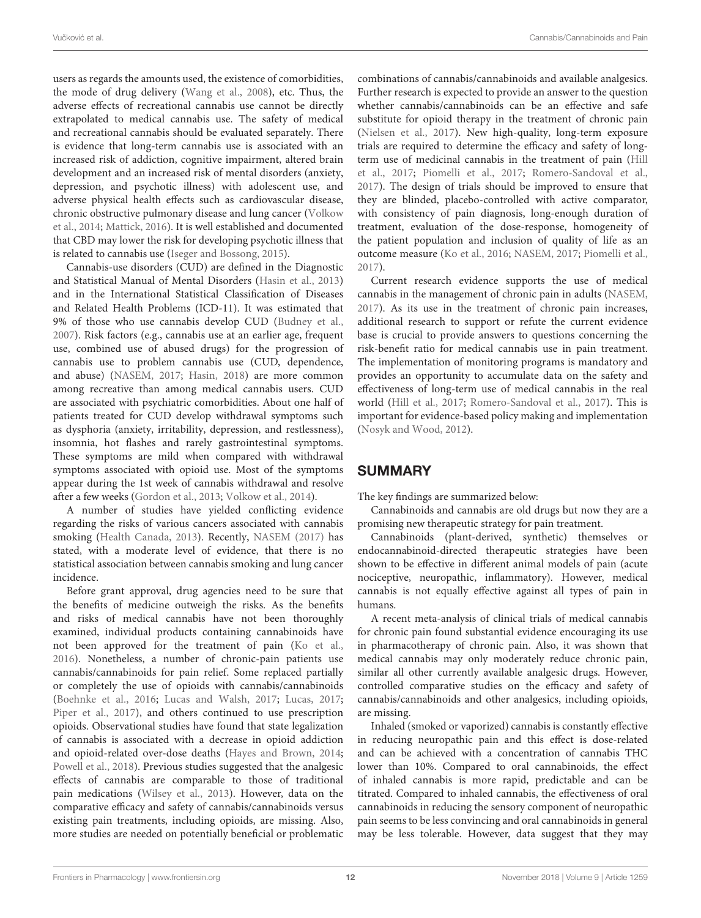users as regards the amounts used, the existence of comorbidities, the mode of drug delivery (Wang et al., 2008), etc. Thus, the adverse effects of recreational cannabis use cannot be directly extrapolated to medical cannabis use. The safety of medical and recreational cannabis should be evaluated separately. There is evidence that long-term cannabis use is associated with an increased risk of addiction, cognitive impairment, altered brain development and an increased risk of mental disorders (anxiety, depression, and psychotic illness) with adolescent use, and adverse physical health effects such as cardiovascular disease, chronic obstructive pulmonary disease and lung cancer (Volkow et al., 2014; Mattick, 2016). It is well established and documented that CBD may lower the risk for developing psychotic illness that is related to cannabis use (Iseger and Bossong, 2015).

Cannabis-use disorders (CUD) are defined in the Diagnostic and Statistical Manual of Mental Disorders (Hasin et al., 2013) and in the International Statistical Classification of Diseases and Related Health Problems (ICD-11). It was estimated that 9% of those who use cannabis develop CUD (Budney et al., 2007). Risk factors (e.g., cannabis use at an earlier age, frequent use, combined use of abused drugs) for the progression of cannabis use to problem cannabis use (CUD, dependence, and abuse) (NASEM, 2017; Hasin, 2018) are more common among recreative than among medical cannabis users. CUD are associated with psychiatric comorbidities. About one half of patients treated for CUD develop withdrawal symptoms such as dysphoria (anxiety, irritability, depression, and restlessness), insomnia, hot flashes and rarely gastrointestinal symptoms. These symptoms are mild when compared with withdrawal symptoms associated with opioid use. Most of the symptoms appear during the 1st week of cannabis withdrawal and resolve after a few weeks (Gordon et al., 2013; Volkow et al., 2014).

A number of studies have yielded conflicting evidence regarding the risks of various cancers associated with cannabis smoking (Health Canada, 2013). Recently, NASEM (2017) has stated, with a moderate level of evidence, that there is no statistical association between cannabis smoking and lung cancer incidence.

Before grant approval, drug agencies need to be sure that the benefits of medicine outweigh the risks. As the benefits and risks of medical cannabis have not been thoroughly examined, individual products containing cannabinoids have not been approved for the treatment of pain (Ko et al., 2016). Nonetheless, a number of chronic-pain patients use cannabis/cannabinoids for pain relief. Some replaced partially or completely the use of opioids with cannabis/cannabinoids (Boehnke et al., 2016; Lucas and Walsh, 2017; Lucas, 2017; Piper et al., 2017), and others continued to use prescription opioids. Observational studies have found that state legalization of cannabis is associated with a decrease in opioid addiction and opioid-related over-dose deaths (Hayes and Brown, 2014; Powell et al., 2018). Previous studies suggested that the analgesic effects of cannabis are comparable to those of traditional pain medications (Wilsey et al., 2013). However, data on the comparative efficacy and safety of cannabis/cannabinoids versus existing pain treatments, including opioids, are missing. Also, more studies are needed on potentially beneficial or problematic combinations of cannabis/cannabinoids and available analgesics. Further research is expected to provide an answer to the question whether cannabis/cannabinoids can be an effective and safe substitute for opioid therapy in the treatment of chronic pain (Nielsen et al., 2017). New high-quality, long-term exposure trials are required to determine the efficacy and safety of long-term use of medicinal cannabis in the treatment of pain (Hill et al., 2017; Piomelli et al., 2017; Romero-Sandoval et al., 2017). The design of trials should be improved to ensure that they are blinded, placebo-controlled with active comparator, with consistency of pain diagnosis, long-enough duration of treatment, evaluation of the dose-response, homogeneity of the patient population and inclusion of quality of life as an outcome measure (Ko et al., 2016; NASEM, 2017; Piomelli et al., 2017).

Current research evidence supports the use of medical cannabis in the management of chronic pain in adults (NASEM, 2017). As its use in the treatment of chronic pain increases, additional research to support or refute the current evidence base is crucial to provide answers to questions concerning the risk-benefit ratio for medical cannabis use in pain treatment. The implementation of monitoring programs is mandatory and provides an opportunity to accumulate data on the safety and effectiveness of long-term use of medical cannabis in the real world (Hill et al., 2017; Romero-Sandoval et al., 2017). This is important for evidence-based policy making and implementation (Nosyk and Wood, 2012).

## SUMMARY

The key findings are summarized below:

Cannabinoids and cannabis are old drugs but now they are a promising new therapeutic strategy for pain treatment.

Cannabinoids (plant-derived, synthetic) themselves or endocannabinoid-directed therapeutic strategies have been shown to be effective in different animal models of pain (acute nociceptive, neuropathic, inflammatory). However, medical cannabis is not equally effective against all types of pain in humans.

A recent meta-analysis of clinical trials of medical cannabis for chronic pain found substantial evidence encouraging its use in pharmacotherapy of chronic pain. Also, it was shown that medical cannabis may only moderately reduce chronic pain, similar all other currently available analgesic drugs. However, controlled comparative studies on the efficacy and safety of cannabis/cannabinoids and other analgesics, including opioids, are missing.

Inhaled (smoked or vaporized) cannabis is constantly effective in reducing neuropathic pain and this effect is dose-related and can be achieved with a concentration of cannabis THC lower than 10%. Compared to oral cannabinoids, the effect of inhaled cannabis is more rapid, predictable and can be titrated. Compared to inhaled cannabis, the effectiveness of oral cannabinoids in reducing the sensory component of neuropathic pain seems to be less convincing and oral cannabinoids in general may be less tolerable. However, data suggest that they may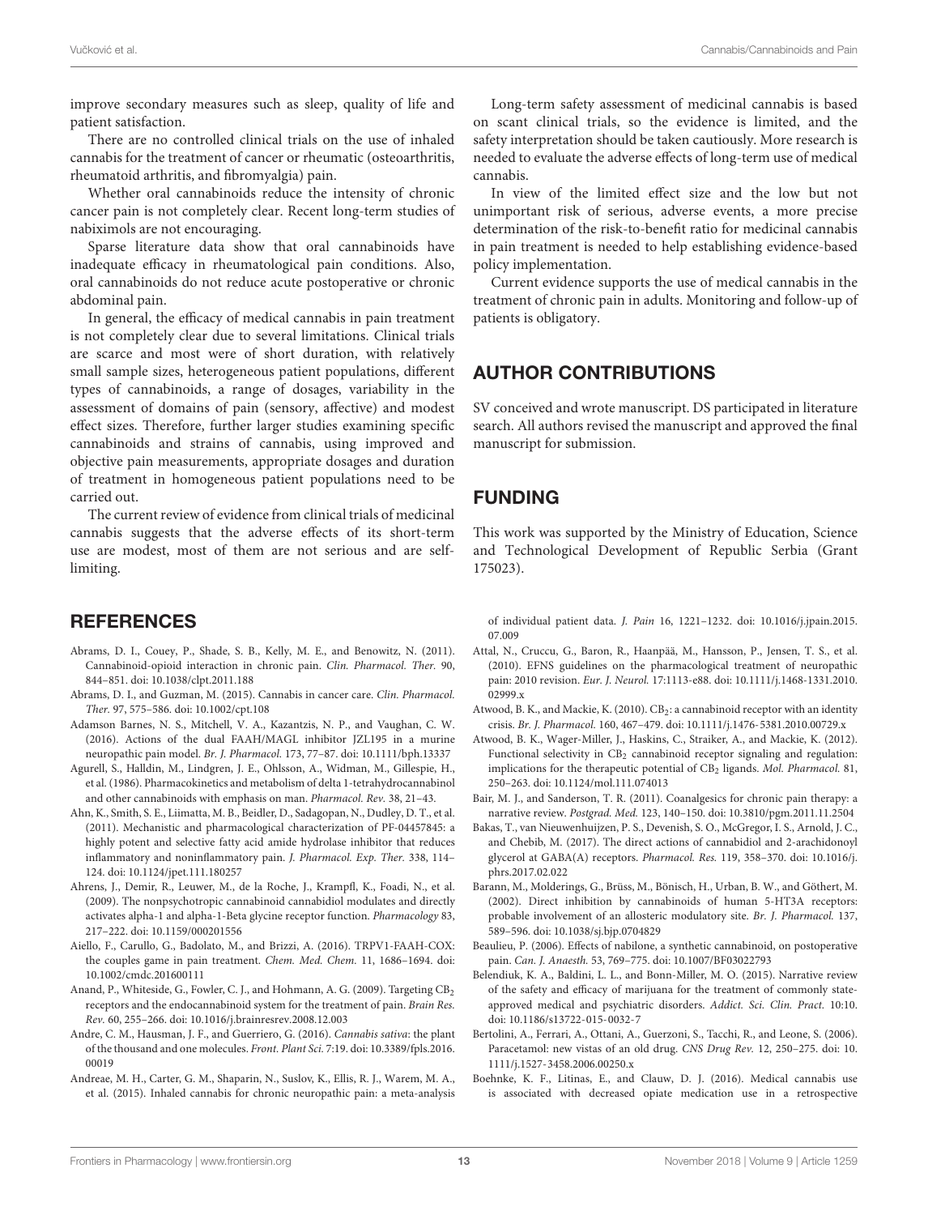improve secondary measures such as sleep, quality of life and patient satisfaction.

There are no controlled clinical trials on the use of inhaled cannabis for the treatment of cancer or rheumatic (osteoarthritis, rheumatoid arthritis, and fibromyalgia) pain.

Whether oral cannabinoids reduce the intensity of chronic cancer pain is not completely clear. Recent long-term studies of nabiximols are not encouraging.

Sparse literature data show that oral cannabinoids have inadequate efficacy in rheumatological pain conditions. Also, oral cannabinoids do not reduce acute postoperative or chronic abdominal pain.

In general, the efficacy of medical cannabis in pain treatment is not completely clear due to several limitations. Clinical trials are scarce and most were of short duration, with relatively small sample sizes, heterogeneous patient populations, different types of cannabinoids, a range of dosages, variability in the assessment of domains of pain (sensory, affective) and modest effect sizes. Therefore, further larger studies examining specific cannabinoids and strains of cannabis, using improved and objective pain measurements, appropriate dosages and duration of treatment in homogeneous patient populations need to be carried out.

The current review of evidence from clinical trials of medicinal cannabis suggests that the adverse effects of its short-term use are modest, most of them are not serious and are self-limiting.

Long-term safety assessment of medicinal cannabis is based on scant clinical trials, so the evidence is limited, and the safety interpretation should be taken cautiously. More research is needed to evaluate the adverse effects of long-term use of medical cannabis.

In view of the limited effect size and the low but not unimportant risk of serious, adverse events, a more precise determination of the risk-to-benefit ratio for medicinal cannabis in pain treatment is needed to help establishing evidence-based policy implementation.

Current evidence supports the use of medical cannabis in the treatment of chronic pain in adults. Monitoring and follow-up of patients is obligatory.

## AUTHOR CONTRIBUTIONS

SV conceived and wrote manuscript. DS participated in literature search. All authors revised the manuscript and approved the final manuscript for submission.

## FUNDING

This work was supported by the Ministry of Education, Science and Technological Development of Republic Serbia (Grant 175023).

## REFERENCES

Abrams, D. I., Couey, P., Shade, S. B., Kelly, M. E., and Benowitz, N. (2011). Cannabinoid-opioid interaction in chronic pain. *Clin. Pharmacol. Ther.* 90, 844–851. doi: 10.1038/clpt.2011.188

Abrams, D. I., and Guzman, M. (2015). Cannabis in cancer care. *Clin. Pharmacol. Ther.* 97, 575–586. doi: 10.1002/cpt.108

Adamson Barnes, N. S., Mitchell, V. A., Kazantzis, N. P., and Vaughan, C. W. (2016). Actions of the dual FAAH/MAGL inhibitor JZL195 in a murine neuropathic pain model. *Br. J. Pharmacol.* 173, 77–87. doi: 10.1111/bph.13337

Agurell, S., Halldin, M., Lindgren, J. E., Ohlsson, A., Widman, M., Gillespie, H., et al. (1986). Pharmacokinetics and metabolism of delta 1-tetrahydrocannabinol and other cannabinoids with emphasis on man. *Pharmacol. Rev.* 38, 21–43.

Ahn, K., Smith, S. E., Liimatta, M. B., Beidler, D., Sadagopan, N., Dudley, D. T., et al. (2011). Mechanistic and pharmacological characterization of PF-04457845: a highly potent and selective fatty acid amide hydrolase inhibitor that reduces inflammatory and noninflammatory pain. *J. Pharmacol. Exp. Ther.* 338, 114–124. doi: 10.1124/jpet.111.180257

Ahrens, J., Demir, R., Leuwer, M., de la Roche, J., Krampfl, K., Foadi, N., et al. (2009). The nonpsychotropic cannabinoid cannabidiol modulates and directly activates alpha-1 and alpha-1-Beta glycine receptor function. *Pharmacology* 83, 217–222. doi: 10.1159/000201556

Aiello, F., Carullo, G., Badolato, M., and Brizzi, A. (2016). TRPV1-FAAH-COX: the couples game in pain treatment. *Chem. Med. Chem.* 11, 1686–1694. doi: 10.1002/cmdc.201600111

Anand, P., Whiteside, G., Fowler, C. J., and Hohmann, A. G. (2009). Targeting $CB_2$ receptors and the endocannabinoid system for the treatment of pain. *Brain Res. Rev.* 60, 255–266. doi: 10.1016/j.brainresrev.2008.12.003

Andre, C. M., Hausman, J. F., and Guerriero, G. (2016). *Cannabis sativa*: the plant of the thousand and one molecules. *Front. Plant Sci.* 7:19. doi: 10.3389/fpls.2016.00019

Andreae, M. H., Carter, G. M., Shaparin, N., Suslov, K., Ellis, R. J., Warem, M. A., et al. (2015). Inhaled cannabis for chronic neuropathic pain: a meta-analysis of individual patient data. *J. Pain* 16, 1221–1232. doi: 10.1016/j.jpain.2015.07.009

Attal, N., Cruccu, G., Baron, R., Haanpää, M., Hansson, P., Jensen, T. S., et al. (2010). EFNS guidelines on the pharmacological treatment of neuropathic pain: 2010 revision. *Eur. J. Neurol.* 17:1113-e88. doi: 10.1111/j.1468-1331.2010.02999.x

Atwood, B. K., and Mackie, K. (2010). $CB_2$: a cannabinoid receptor with an identity crisis. *Br. J. Pharmacol.* 160, 467–479. doi: 10.1111/j.1476-5381.2010.00729.x

Atwood, B. K., Wager-Miller, J., Haskins, C., Straiker, A., and Mackie, K. (2012). Functional selectivity in $CB_2$ cannabinoid receptor signaling and regulation: implications for the therapeutic potential of $CB_2$ ligands. *Mol. Pharmacol.* 81, 250–263. doi: 10.1124/mol.111.074013

Bair, M. J., and Sanderson, T. R. (2011). Coanalgesics for chronic pain therapy: a narrative review. *Postgrad. Med.* 123, 140–150. doi: 10.3810/pgm.2011.11.2504

Bakas, T., van Nieuwenhuijzen, P. S., Devenish, S. O., McGregor, I. S., Arnold, J. C., and Chebib, M. (2017). The direct actions of cannabidiol and 2-arachidonoyl glycerol at GABA(A) receptors. *Pharmacol. Res.* 119, 358–370. doi: 10.1016/j.phrs.2017.02.022

Barann, M., Molderings, G., Brüss, M., Bönisch, H., Urban, B. W., and Göthert, M. (2002). Direct inhibition by cannabinoids of human 5-HT3A receptors: probable involvement of an allosteric modulatory site. *Br. J. Pharmacol.* 137, 589–596. doi: 10.1038/sj.bjp.0704829

Beaulieu, P. (2006). Effects of nabilone, a synthetic cannabinoid, on postoperative pain. *Can. J. Anaesth.* 53, 769–775. doi: 10.1007/BF03022793

Belendiuk, K. A., Baldini, L. L., and Bonn-Miller, M. O. (2015). Narrative review of the safety and efficacy of marijuana for the treatment of commonly state-approved medical and psychiatric disorders. *Addict. Sci. Clin. Pract.* 10:10. doi: 10.1186/s13722-015-0032-7

Bertolini, A., Ferrari, A., Ottani, A., Guerzoni, S., Tacchi, R., and Leone, S. (2006). Paracetamol: new vistas of an old drug. *CNS Drug Rev.* 12, 250–275. doi: 10.1111/j.1527-3458.2006.00250.x

Boehnke, K. F., Litinas, E., and Clauw, D. J. (2016). Medical cannabis use is associated with decreased opiate medication use in a retrospective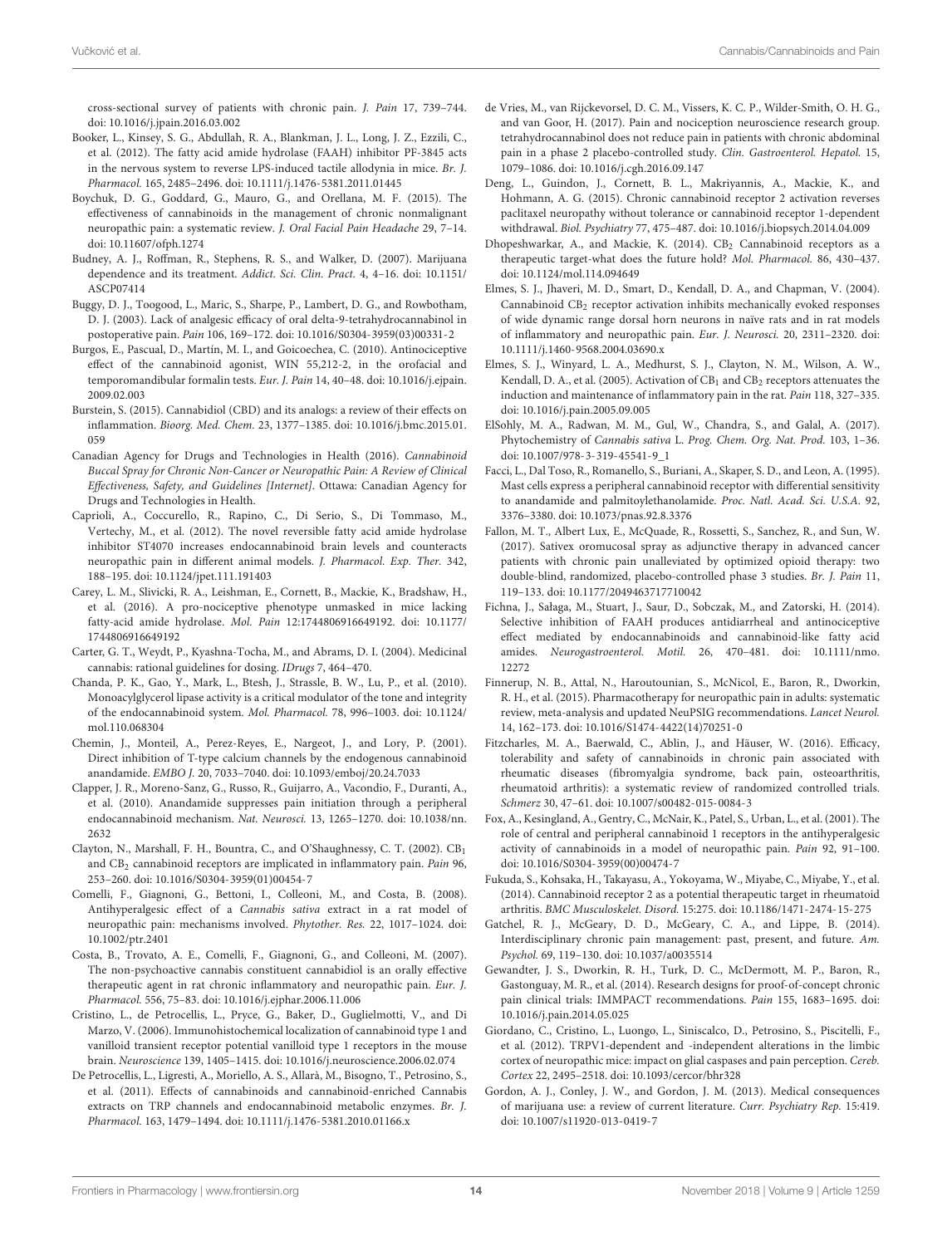cross-sectional survey of patients with chronic pain. *J. Pain* 17, 739–744. doi: 10.1016/j.jpain.2016.03.002

Booker, L., Kinsey, S. G., Abdullah, R. A., Blankman, J. L., Long, J. Z., Ezzili, C., et al. (2012). The fatty acid amide hydrolase (FAAH) inhibitor PF-3845 acts in the nervous system to reverse LPS-induced tactile allodynia in mice. *Br. J. Pharmacol.* 165, 2485–2496. doi: 10.1111/j.1476-5381.2011.01445

Boychuk, D. G., Goddard, G., Mauro, G., and Orellana, M. F. (2015). The effectiveness of cannabinoids in the management of chronic nonmalignant neuropathic pain: a systematic review. *J. Oral Facial Pain Headache* 29, 7–14. doi: 10.11607/ofph.1274

Budney, A. J., Roffman, R., Stephens, R. S., and Walker, D. (2007). Marijuana dependence and its treatment. *Addict. Sci. Clin. Pract.* 4, 4–16. doi: 10.1151/ASCP07414

Buggy, D. J., Toogood, L., Maric, S., Sharpe, P., Lambert, D. G., and Rowbotham, D. J. (2003). Lack of analgesic efficacy of oral delta-9-tetrahydrocannabinol in postoperative pain. *Pain* 106, 169–172. doi: 10.1016/S0304-3959(03)00331-2

Burgos, E., Pascual, D., Martín, M. I., and Goicoechea, C. (2010). Antinociceptive effect of the cannabinoid agonist, WIN 55,212-2, in the orofacial and temporomandibular formalin tests. *Eur. J. Pain* 14, 40–48. doi: 10.1016/j.ejpain.2009.02.003

Burstein, S. (2015). Cannabidiol (CBD) and its analogs: a review of their effects on inflammation. *Bioorg. Med. Chem.* 23, 1377–1385. doi: 10.1016/j.bmc.2015.01.059

Canadian Agency for Drugs and Technologies in Health (2016). *Cannabinoid Buccal Spray for Chronic Non-Cancer or Neuropathic Pain: A Review of Clinical Effectiveness, Safety, and Guidelines [Internet]*. Ottawa: Canadian Agency for Drugs and Technologies in Health.

Caprioli, A., Coccurello, R., Rapino, C., Di Serio, S., Di Tommaso, M., Vertechy, M., et al. (2012). The novel reversible fatty acid amide hydrolase inhibitor ST4070 increases endocannabinoid brain levels and counteracts neuropathic pain in different animal models. *J. Pharmacol. Exp. Ther.* 342, 188–195. doi: 10.1124/jpet.111.191403

Carey, L. M., Slivicki, R. A., Leishman, E., Cornett, B., Mackie, K., Bradshaw, H., et al. (2016). A pro-nociceptive phenotype unmasked in mice lacking fatty-acid amide hydrolase. *Mol. Pain* 12:1744806916649192. doi: 10.1177/1744806916649192

Carter, G. T., Weydt, P., Kyashna-Tocha, M., and Abrams, D. I. (2004). Medicinal cannabis: rational guidelines for dosing. *IDrugs* 7, 464–470.

Chanda, P. K., Gao, Y., Mark, L., Btesh, J., Strassle, B. W., Lu, P., et al. (2010). Monoacylglycerol lipase activity is a critical modulator of the tone and integrity of the endocannabinoid system. *Mol. Pharmacol.* 78, 996–1003. doi: 10.1124/mol.110.068304

Chemin, J., Monteil, A., Perez-Reyes, E., Nargeot, J., and Lory, P. (2001). Direct inhibition of T-type calcium channels by the endogenous cannabinoid anandamide. *EMBO J.* 20, 7033–7040. doi: 10.1093/emboj/20.24.7033

Clapper, J. R., Moreno-Sanz, G., Russo, R., Guijarro, A., Vacondio, F., Duranti, A., et al. (2010). Anandamide suppresses pain initiation through a peripheral endocannabinoid mechanism. *Nat. Neurosci.* 13, 1265–1270. doi: 10.1038/nn.2632

Clayton, N., Marshall, F. H., Bountra, C., and O'Shaughnessy, C. T. (2002). $CB_1$ and $CB_2$ cannabinoid receptors are implicated in inflammatory pain. *Pain* 96, 253–260. doi: 10.1016/S0304-3959(01)00454-7

Comelli, F., Giagnoni, G., Bettoni, I., Colleoni, M., and Costa, B. (2008). Antihyperalgesic effect of a *Cannabis sativa* extract in a rat model of neuropathic pain: mechanisms involved. *Phytother. Res.* 22, 1017–1024. doi: 10.1002/ptr.2401

Costa, B., Trovato, A. E., Comelli, F., Giagnoni, G., and Colleoni, M. (2007). The non-psychoactive cannabis constituent cannabidiol is an orally effective therapeutic agent in rat chronic inflammatory and neuropathic pain. *Eur. J. Pharmacol.* 556, 75–83. doi: 10.1016/j.ejphar.2006.11.006

Cristino, L., de Petrocellis, L., Pryce, G., Baker, D., Guglielmotti, V., and Di Marzo, V. (2006). Immunohistochemical localization of cannabinoid type 1 and vanilloid transient receptor potential vanilloid type 1 receptors in the mouse brain. *Neuroscience* 139, 1405–1415. doi: 10.1016/j.neuroscience.2006.02.074

De Petrocellis, L., Ligresti, A., Moriello, A. S., Allarà, M., Bisogno, T., Petrosino, S., et al. (2011). Effects of cannabinoids and cannabinoid-enriched Cannabis extracts on TRP channels and endocannabinoid metabolic enzymes. *Br. J. Pharmacol.* 163, 1479–1494. doi: 10.1111/j.1476-5381.2010.01166.x

de Vries, M., van Rijckevorsel, D. C. M., Vissers, K. C. P., Wilder-Smith, O. H. G., and van Goor, H. (2017). Pain and nociception neuroscience research group. tetrahydrocannabinol does not reduce pain in patients with chronic abdominal pain in a phase 2 placebo-controlled study. *Clin. Gastroenterol. Hepatol.* 15, 1079–1086. doi: 10.1016/j.cgh.2016.09.147

Deng, L., Guindon, J., Cornett, B. L., Makriyannis, A., Mackie, K., and Hohmann, A. G. (2015). Chronic cannabinoid receptor 2 activation reverses paclitaxel neuropathy without tolerance or cannabinoid receptor 1-dependent withdrawal. *Biol. Psychiatry* 77, 475–487. doi: 10.1016/j.biopsych.2014.04.009

Dhopeshwarkar, A., and Mackie, K. (2014). $CB_2$ Cannabinoid receptors as a therapeutic target-what does the future hold? *Mol. Pharmacol.* 86, 430–437. doi: 10.1124/mol.114.094649

Elmes, S. J., Jhaveri, M. D., Smart, D., Kendall, D. A., and Chapman, V. (2004). Cannabinoid $CB_2$ receptor activation inhibits mechanically evoked responses of wide dynamic range dorsal horn neurons in naïve rats and in rat models of inflammatory and neuropathic pain. *Eur. J. Neurosci.* 20, 2311–2320. doi: 10.1111/j.1460-9568.2004.03690.x

Elmes, S. J., Winyard, L. A., Medhurst, S. J., Clayton, N. M., Wilson, A. W., Kendall, D. A., et al. (2005). Activation of $CB_1$ and $CB_2$ receptors attenuates the induction and maintenance of inflammatory pain in the rat. *Pain* 118, 327–335. doi: 10.1016/j.pain.2005.09.005

ElSohly, M. A., Radwan, M. M., Gul, W., Chandra, S., and Galal, A. (2017). Phytochemistry of *Cannabis sativa* L. *Prog. Chem. Org. Nat. Prod.* 103, 1–36. doi: 10.1007/978-3-319-45541-9_1

Facci, L., Dal Toso, R., Romanello, S., Buriani, A., Skaper, S. D., and Leon, A. (1995). Mast cells express a peripheral cannabinoid receptor with differential sensitivity to anandamide and palmitoylethanolamide. *Proc. Natl. Acad. Sci. U.S.A.* 92, 3376–3380. doi: 10.1073/pnas.92.8.3376

Fallon, M. T., Albert Lux, E., McQuade, R., Rossetti, S., Sanchez, R., and Sun, W. (2017). Sativex oromucosal spray as adjunctive therapy in advanced cancer patients with chronic pain unalleviated by optimized opioid therapy: two double-blind, randomized, placebo-controlled phase 3 studies. *Br. J. Pain* 11, 119–133. doi: 10.1177/2049463717710042

Fichna, J., Sałaga, M., Stuart, J., Saur, D., Sobczak, M., and Zatorski, H. (2014). Selective inhibition of FAAH produces antidiarrheal and antinociceptive effect mediated by endocannabinoids and cannabinoid-like fatty acid amides. *Neurogastroenterol. Motil.* 26, 470–481. doi: 10.1111/nmo.12272

Finnerup, N. B., Attal, N., Haroutounian, S., McNicol, E., Baron, R., Dworkin, R. H., et al. (2015). Pharmacotherapy for neuropathic pain in adults: systematic review, meta-analysis and updated NeuPSIG recommendations. *Lancet Neurol.* 14, 162–173. doi: 10.1016/S1474-4422(14)70251-0

Fitzcharles, M. A., Baerwald, C., Ablin, J., and Häuser, W. (2016). Efficacy, tolerability and safety of cannabinoids in chronic pain associated with rheumatic diseases (fibromyalgia syndrome, back pain, osteoarthritis, rheumatoid arthritis): a systematic review of randomized controlled trials. *Schmerz* 30, 47–61. doi: 10.1007/s00482-015-0084-3

Fox, A., Kesingland, A., Gentry, C., McNair, K., Patel, S., Urban, L., et al. (2001). The role of central and peripheral cannabinoid 1 receptors in the antihyperalgesic activity of cannabinoids in a model of neuropathic pain. *Pain* 92, 91–100. doi: 10.1016/S0304-3959(00)00474-7

Fukuda, S., Kohsaka, H., Takayasu, A., Yokoyama, W., Miyabe, C., Miyabe, Y., et al. (2014). Cannabinoid receptor 2 as a potential therapeutic target in rheumatoid arthritis. *BMC Musculoskelet. Disord.* 15:275. doi: 10.1186/1471-2474-15-275

Gatchel, R. J., McGeary, D. D., McGeary, C. A., and Lippe, B. (2014). Interdisciplinary chronic pain management: past, present, and future. *Am. Psychol.* 69, 119–130. doi: 10.1037/a0035514

Gewandter, J. S., Dworkin, R. H., Turk, D. C., McDermott, M. P., Baron, R., Gastonguay, M. R., et al. (2014). Research designs for proof-of-concept chronic pain clinical trials: IMMPACT recommendations. *Pain* 155, 1683–1695. doi: 10.1016/j.pain.2014.05.025

Giordano, C., Cristino, L., Luongo, L., Siniscalco, D., Petrosino, S., Piscitelli, F., et al. (2012). TRPV1-dependent and -independent alterations in the limbic cortex of neuropathic mice: impact on glial caspases and pain perception. *Cereb. Cortex* 22, 2495–2518. doi: 10.1093/cercor/bhr328

Gordon, A. J., Conley, J. W., and Gordon, J. M. (2013). Medical consequences of marijuana use: a review of current literature. *Curr. Psychiatry Rep.* 15:419. doi: 10.1007/s11920-013-0419-7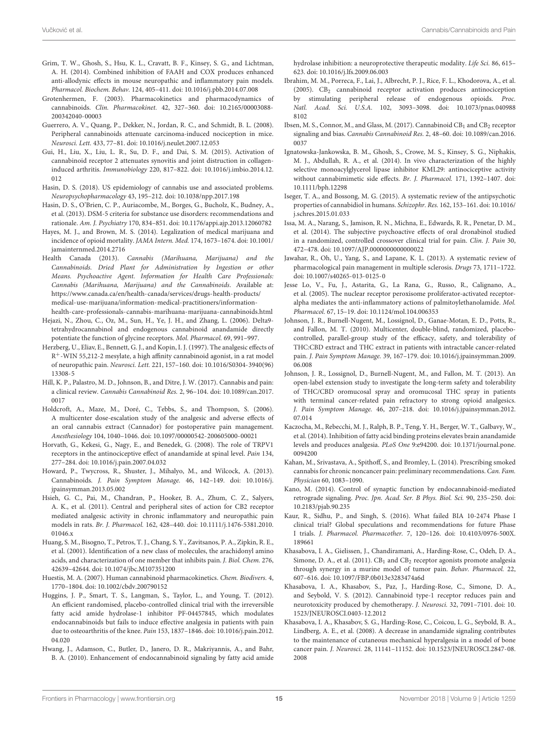Grim, T. W., Ghosh, S., Hsu, K. L., Cravatt, B. F., Kinsey, S. G., and Lichtman, A. H. (2014). Combined inhibition of FAAH and COX produces enhanced anti-allodynic effects in mouse neuropathic and inflammatory pain models. *Pharmacol. Biochem. Behav.* 124, 405–411. doi: 10.1016/j.pbb.2014.07.008

Grotenhermen, F. (2003). Pharmacokinetics and pharmacodynamics of cannabinoids. *Clin. Pharmacokinet.* 42, 327–360. doi: 10.2165/00003088-200342040-00003

Guerrero, A. V., Quang, P., Dekker, N., Jordan, R. C., and Schmidt, B. L. (2008). Peripheral cannabinoids attenuate carcinoma-induced nociception in mice. *Neurosci. Lett.* 433, 77–81. doi: 10.1016/j.neulet.2007.12.053

Gui, H., Liu, X., Liu, L. R., Su, D. F., and Dai, S. M. (2015). Activation of cannabinoid receptor 2 attenuates synovitis and joint distruction in collagen-induced arthritis. *Immunobiology* 220, 817–822. doi: 10.1016/j.imbio.2014.12.012

Hasin, D. S. (2018). US epidemiology of cannabis use and associated problems. *Neuropsychopharmacology* 43, 195–212. doi: 10.1038/npp.2017.198

Hasin, D. S., O'Brien, C. P., Auriacombe, M., Borges, G., Bucholz, K., Budney, A., et al. (2013). DSM-5 criteria for substance use disorders: recommendations and rationale. *Am. J. Psychiatry* 170, 834–851. doi: 10.1176/appi.ajp.2013.12060782

Hayes, M. J., and Brown, M. S. (2014). Legalization of medical marijuana and incidence of opioid mortality. *JAMA Intern. Med.* 174, 1673–1674. doi: 10.1001/jamainternmed.2014.2716

Health Canada (2013). *Cannabis (Marihuana, Marijuana) and the Cannabinoids. Dried Plant for Administration by Ingestion or other Means. Psychoactive Agent. Information for Health Care Professionals: Cannabis (Marihuana, Marijuana) and the Cannabinoids*. Available at: https://www.canada.ca/en/health-canada/services/drugs-health-products/medical-use-marijuana/information-medical-practitioners/information-health-care-professionals-cannabis-marihuana-marijuana-cannabinoids.html

Hejazi, N., Zhou, C., Oz, M., Sun, H., Ye, J. H., and Zhang, L. (2006). Delta9-tetrahydrocannabinol and endogenous cannabinoid anandamide directly potentiate the function of glycine receptors. *Mol. Pharmacol.* 69, 991–997.

Herzberg, U., Eliav, E., Bennett, G. J., and Kopin, I. J. (1997). The analgesic effects of $R^+$-WIN 55,212-2 mesylate, a high affinity cannabinoid agonist, in a rat model of neuropathic pain. *Neurosci. Lett.* 221, 157–160. doi: 10.1016/S0304-3940(96)13308-5

Hill, K. P., Palastro, M. D., Johnson, B., and Ditre, J. W. (2017). Cannabis and pain: a clinical review. *Cannabis Cannabinoid Res.* 2, 96–104. doi: 10.1089/can.2017.0017

Holdcroft, A., Maze, M., Doré, C., Tebbs, S., and Thompson, S. (2006). A multicenter dose-escalation study of the analgesic and adverse effects of an oral cannabis extract (Cannador) for postoperative pain management. *Anesthesiology* 104, 1040–1046. doi: 10.1097/00000542-200605000-00021

Horvath, G., Kekesi, G., Nagy, E., and Benedek, G. (2008). The role of TRPV1 receptors in the antinociceptive effect of anandamide at spinal level. *Pain* 134, 277–284. doi: 10.1016/j.pain.2007.04.032

Howard, P., Twycross, R., Shuster, J., Mihalyo, M., and Wilcock, A. (2013). Cannabinoids. *J. Pain Symptom Manage.* 46, 142–149. doi: 10.1016/j.jpainsymman.2013.05.002

Hsieh, G. C., Pai, M., Chandran, P., Hooker, B. A., Zhum, C. Z., Salyers, A. K., et al. (2011). Central and peripheral sites of action for CB2 receptor mediated analgesic activity in chronic inflammatory and neuropathic pain models in rats. *Br. J. Pharmacol.* 162, 428–440. doi: 10.1111/j.1476-5381.2010.01046.x

Huang, S. M., Bisogno, T., Petros, T. J., Chang, S. Y., Zavitsanos, P. A., Zipkin, R. E., et al. (2001). Identification of a new class of molecules, the arachidonyl amino acids, and characterization of one member that inhibits pain. *J. Biol. Chem.* 276, 42639–42644. doi: 10.1074/jbc.M107351200

Huestis, M. A. (2007). Human cannabinoid pharmacokinetics. *Chem. Biodivers.* 4, 1770–1804. doi: 10.1002/cbdv.200790152

Huggins, J. P., Smart, T. S., Langman, S., Taylor, L., and Young, T. (2012). An efficient randomised, placebo-controlled clinical trial with the irreversible fatty acid amide hydrolase-1 inhibitor PF-04457845, which modulates endocannabinoids but fails to induce effective analgesia in patients with pain due to osteoarthritis of the knee. *Pain* 153, 1837–1846. doi: 10.1016/j.pain.2012.04.020

Hwang, J., Adamson, C., Butler, D., Janero, D. R., Makriyannis, A., and Bahr, B. A. (2010). Enhancement of endocannabinoid signaling by fatty acid amide hydrolase inhibition: a neuroprotective therapeutic modality. *Life Sci.* 86, 615–623. doi: 10.1016/j.lfs.2009.06.003

Ibrahim, M. M., Porreca, F., Lai, J., Albrecht, P. J., Rice, F. L., Khodorova, A., et al. (2005). $CB_2$ cannabinoid receptor activation produces antinociception by stimulating peripheral release of endogenous opioids. *Proc. Natl. Acad. Sci. U.S.A.* 102, 3093–3098. doi: 10.1073/pnas.0409888102

Ibsen, M. S., Connor, M., and Glass, M. (2017). Cannabinoid $CB_1$ and $CB_2$ receptor signaling and bias. *Cannabis Cannabinoid Res.* 2, 48–60. doi: 10.1089/can.2016.0037

Ignatowska-Jankowska, B. M., Ghosh, S., Crowe, M. S., Kinsey, S. G., Niphakis, M. J., Abdullah, R. A., et al. (2014). In vivo characterization of the highly selective monoacylglycerol lipase inhibitor KML29: antinociceptive activity without cannabimimetic side effects. *Br. J. Pharmacol.* 171, 1392–1407. doi: 10.1111/bph.12298

Iseger, T. A., and Bossong, M. G. (2015). A systematic review of the antipsychotic properties of cannabidiol in humans. *Schizophr. Res.* 162, 153–161. doi: 10.1016/j.schres.2015.01.033

Issa, M. A., Narang, S., Jamison, R. N., Michna, E., Edwards, R. R., Penetar, D. M., et al. (2014). The subjective psychoactive effects of oral dronabinol studied in a randomized, controlled crossover clinical trial for pain. *Clin. J. Pain* 30, 472–478. doi: 10.1097/AJP.0000000000000022

Jawahar, R., Oh, U., Yang, S., and Lapane, K. L. (2013). A systematic review of pharmacological pain management in multiple sclerosis. *Drugs* 73, 1711–1722. doi: 10.1007/s40265-013-0125-0

Jesse Lo, V., Fu, J., Astarita, G., La Rana, G., Russo, R., Calignano, A., et al. (2005). The nuclear receptor peroxisome proliferator-activated receptor-alpha mediates the anti-inflammatory actions of palmitoylethanolamide. *Mol. Pharmacol.* 67, 15–19. doi: 10.1124/mol.104.006353

Johnson, J. R., Burnell-Nugent, M., Lossignol, D., Ganae-Motan, E. D., Potts, R., and Fallon, M. T. (2010). Multicenter, double-blind, randomized, placebo-controlled, parallel-group study of the efficacy, safety, and tolerability of THC:CBD extract and THC extract in patients with intractable cancer-related pain. *J. Pain Symptom Manage.* 39, 167–179. doi: 10.1016/j.jpainsymman.2009.06.008

Johnson, J. R., Lossignol, D., Burnell-Nugent, M., and Fallon, M. T. (2013). An open-label extension study to investigate the long-term safety and tolerability of THC/CBD oromucosal spray and oromucosal THC spray in patients with terminal cancer-related pain refractory to strong opioid analgesics. *J. Pain Symptom Manage.* 46, 207–218. doi: 10.1016/j.jpainsymman.2012.07.014

Kaczocha, M., Rebecchi, M. J., Ralph, B. P., Teng, Y. H., Berger, W. T., Galbavy, W., et al. (2014). Inhibition of fatty acid binding proteins elevates brain anandamide levels and produces analgesia. *PLoS One* 9:e94200. doi: 10.1371/journal.pone.0094200

Kahan, M., Srivastava, A., Spithoff, S., and Bromley, L. (2014). Prescribing smoked cannabis for chronic noncancer pain: preliminary recommendations. *Can. Fam. Physician* 60, 1083–1090.

Kano, M. (2014). Control of synaptic function by endocannabinoid-mediated retrograde signaling. *Proc. Jpn. Acad. Ser. B Phys. Biol. Sci.* 90, 235–250. doi: 10.2183/pjab.90.235

Kaur, R., Sidhu, P., and Singh, S. (2016). What failed BIA 10-2474 Phase I clinical trial? Global speculations and recommendations for future Phase I trials. *J. Pharmacol. Pharmacother.* 7, 120–126. doi: 10.4103/0976-500X.189661

Khasabova, I. A., Gielissen, J., Chandiramani, A., Harding-Rose, C., Odeh, D. A., Simone, D. A., et al. (2011). $CB_1$ and $CB_2$ receptor agonists promote analgesia through synergy in a murine model of tumor pain. *Behav. Pharmacol.* 22, 607–616. doi: 10.1097/FBP.0b013e3283474a6d

Khasabova, I. A., Khasabov, S., Paz, J., Harding-Rose, C., Simone, D. A., and Seybold, V. S. (2012). Cannabinoid type-1 receptor reduces pain and neurotoxicity produced by chemotherapy. *J. Neurosci.* 32, 7091–7101. doi: 10.1523/JNEUROSCI.0403-12.2012

Khasabova, I. A., Khasabov, S. G., Harding-Rose, C., Coicou, L. G., Seybold, B. A., Lindberg, A. E., et al. (2008). A decrease in anandamide signaling contributes to the maintenance of cutaneous mechanical hyperalgesia in a model of bone cancer pain. *J. Neurosci.* 28, 11141–11152. doi: 10.1523/JNEUROSCI.2847-08.2008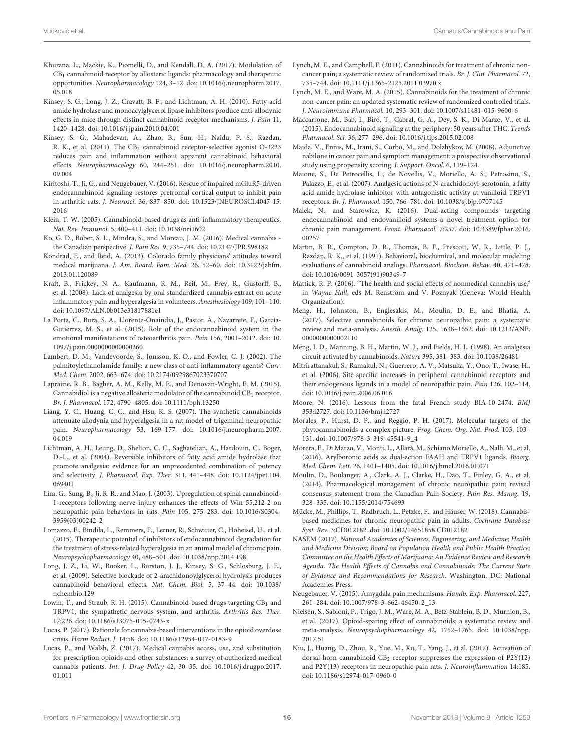Khurana, L., Mackie, K., Piomelli, D., and Kendall, D. A. (2017). Modulation of $CB_1$ cannabinoid receptor by allosteric ligands: pharmacology and therapeutic opportunities. *Neuropharmacology* 124, 3–12. doi: 10.1016/j.neuropharm.2017.05.018

Kinsey, S. G., Long, J. Z., Cravatt, B. F., and Lichtman, A. H. (2010). Fatty acid amide hydrolase and monoacylglycerol lipase inhibitors produce anti-allodynic effects in mice through distinct cannabinoid receptor mechanisms. *J. Pain* 11, 1420–1428. doi: 10.1016/j.jpain.2010.04.001

Kinsey, S. G., Mahadevan, A., Zhao, B., Sun, H., Naidu, P. S., Razdan, R. K., et al. (2011). The $CB_2$ cannabinoid receptor-selective agonist O-3223 reduces pain and inflammation without apparent cannabinoid behavioral effects. *Neuropharmacology* 60, 244–251. doi: 10.1016/j.neuropharm.2010.09.004

Kiritoshi, T., Ji, G., and Neugebauer, V. (2016). Rescue of impaired mGluR5-driven endocannabinoid signaling restores prefrontal cortical output to inhibit pain in arthritic rats. *J. Neurosci.* 36, 837–850. doi: 10.1523/JNEUROSCI.4047-15.2016

Klein, T. W. (2005). Cannabinoid-based drugs as anti-inflammatory therapeutics. *Nat. Rev. Immunol.* 5, 400–411. doi: 10.1038/nri1602

Ko, G. D., Bober, S. L., Mindra, S., and Moreau, J. M. (2016). Medical cannabis - the Canadian perspective. *J. Pain Res.* 9, 735–744. doi: 10.2147/JPR.S98182

Kondrad, E., and Reid, A. (2013). Colorado family physicians' attitudes toward medical marijuana. *J. Am. Board. Fam. Med.* 26, 52–60. doi: 10.3122/jabfm.2013.01.120089

Kraft, B., Frickey, N. A., Kaufmann, R. M., Reif, M., Frey, R., Gustorff, B., et al. (2008). Lack of analgesia by oral standardized cannabis extract on acute inflammatory pain and hyperalgesia in volunteers. *Anesthesiology* 109, 101–110. doi: 10.1097/ALN.0b013e31817881e1

La Porta, C., Bura, S. A., Llorente-Onaindia, J., Pastor, A., Navarrete, F., García-Gutiérrez, M. S., et al. (2015). Role of the endocannabinoid system in the emotional manifestations of osteoarthritis pain. *Pain* 156, 2001–2012. doi: 10.1097/j.pain.0000000000000260

Lambert, D. M., Vandevoorde, S., Jonsson, K. O., and Fowler, C. J. (2002). The palmitoylethanolamide family: a new class of anti-inflammatory agents? *Curr. Med. Chem.* 2002, 663–674. doi: 10.2174/0929867023370707

Laprairie, R. B., Bagher, A. M., Kelly, M. E., and Denovan-Wright, E. M. (2015). Cannabidiol is a negative allosteric modulator of the cannabinoid $CB_1$ receptor. *Br. J. Pharmacol.* 172, 4790–4805. doi: 10.1111/bph.13250

Liang, Y. C., Huang, C. C., and Hsu, K. S. (2007). The synthetic cannabinoids attenuate allodynia and hyperalgesia in a rat model of trigeminal neuropathic pain. *Neuropharmacology* 53, 169–177. doi: 10.1016/j.neuropharm.2007.04.019

Lichtman, A. H., Leung, D., Shelton, C. C., Saghatelian, A., Hardouin, C., Boger, D.-L., et al. (2004). Reversible inhibitors of fatty acid amide hydrolase that promote analgesia: evidence for an unprecedented combination of potency and selectivity. *J. Pharmacol. Exp. Ther.* 311, 441–448. doi: 10.1124/jpet.104.069401

Lim, G., Sung, B., Ji, R. R., and Mao, J. (2003). Upregulation of spinal cannabinoid-1-receptors following nerve injury enhances the effects of Win 55,212-2 on neuropathic pain behaviors in rats. *Pain* 105, 275–283. doi: 10.1016/S0304-3959(03)00242-2

Lomazzo, E., Bindila, L., Remmers, F., Lerner, R., Schwitter, C., Hoheisel, U., et al. (2015). Therapeutic potential of inhibitors of endocannabinoid degradation for the treatment of stress-related hyperalgesia in an animal model of chronic pain. *Neuropsychopharmacology* 40, 488–501. doi: 10.1038/npp.2014.198

Long, J. Z., Li, W., Booker, L., Burston, J. J., Kinsey, S. G., Schlosburg, J. E., et al. (2009). Selective blockade of 2-arachidonoylglycerol hydrolysis produces cannabinoid behavioral effects. *Nat. Chem. Biol.* 5, 37–44. doi: 10.1038/nchembio.129

Lowin, T., and Straub, R. H. (2015). Cannabinoid-based drugs targeting $CB_1$ and TRPV1, the sympathetic nervous system, and arthritis. *Arthritis Res. Ther.* 17:226. doi: 10.1186/s13075-015-0743-x

Lucas, P. (2017). Rationale for cannabis-based interventions in the opioid overdose crisis. *Harm Reduct. J.* 14:58. doi: 10.1186/s12954-017-0183-9

Lucas, P., and Walsh, Z. (2017). Medical cannabis access, use, and substitution for prescription opioids and other substances: a survey of authorized medical cannabis patients. *Int. J. Drug Policy* 42, 30–35. doi: 10.1016/j.drugpo.2017.01.011

Lynch, M. E., and Campbell, F. (2011). Cannabinoids for treatment of chronic non-cancer pain; a systematic review of randomized trials. *Br. J. Clin. Pharmacol.* 72, 735–744. doi: 10.1111/j.1365-2125.2011.03970.x

Lynch, M. E., and Ware, M. A. (2015). Cannabinoids for the treatment of chronic non-cancer pain: an updated systematic review of randomized controlled trials. *J. Neuroimmune Pharmacol.* 10, 293–301. doi: 10.1007/s11481-015-9600-6

Maccarrone, M., Bab, I., Bíró, T., Cabral, G. A., Dey, S. K., Di Marzo, V., et al. (2015). Endocannabinoid signaling at the periphery: 50 years after THC. *Trends Pharmacol. Sci.* 36, 277–296. doi: 10.1016/j.tips.2015.02.008

Maida, V., Ennis, M., Irani, S., Corbo, M., and Dolzhykov, M. (2008). Adjunctive nabilone in cancer pain and symptom management: a prospective observational study using propensity scoring. *J. Support. Oncol.* 6, 119–124.

Maione, S., De Petrocellis, L., de Novellis, V., Moriello, A. S., Petrosino, S., Palazzo, E., et al. (2007). Analgesic actions of N-arachidonoyl-serotonin, a fatty acid amide hydrolase inhibitor with antagonistic activity at vanilloid TRPV1 receptors. *Br. J. Pharmacol.* 150, 766–781. doi: 10.1038/sj.bjp.0707145

Malek, N., and Starowicz, K. (2016). Dual-acting compounds targeting endocannabinoid and endovanilloid systems-a novel treatment option for chronic pain management. *Front. Pharmacol.* 7:257. doi: 10.3389/fphar.2016.00257

Martin, B. R., Compton, D. R., Thomas, B. F., Prescott, W. R., Little, P. J., Razdan, R. K., et al. (1991). Behavioral, biochemical, and molecular modeling evaluations of cannabinoid analogs. *Pharmacol. Biochem. Behav.* 40, 471–478. doi: 10.1016/0091-3057(91)90349-7

Mattick, R. P. (2016). "The health and social effects of nonmedical cannabis use," in *Wayne Hall*, eds M. Renström and V. Poznyak (Geneva: World Health Organization).

Meng, H., Johnston, B., Englesakis, M., Moulin, D. E., and Bhatia, A. (2017). Selective cannabinoids for chronic neuropathic pain: a systematic review and meta-analysis. *Anesth. Analg.* 125, 1638–1652. doi: 10.1213/ANE.0000000000002110

Meng, I. D., Manning, B. H., Martin, W. J., and Fields, H. L. (1998). An analgesia circuit activated by cannabinoids. *Nature* 395, 381–383. doi: 10.1038/26481

Mitrirattanakul, S., Ramakul, N., Guerrero, A. V., Matsuka, Y., Ono, T., Iwase, H., et al. (2006). Site-specific increases in peripheral cannabinoid receptors and their endogenous ligands in a model of neuropathic pain. *Pain* 126, 102–114. doi: 10.1016/j.pain.2006.06.016

Moore, N. (2016). Lessons from the fatal French study BIA-10-2474. *BMJ* 353:i2727. doi: 10.1136/bmj.i2727

Morales, P., Hurst, D. P., and Reggio, P. H. (2017). Molecular targets of the phytocannabinoids-a complex picture. *Prog. Chem. Org. Nat. Prod.* 103, 103–131. doi: 10.1007/978-3-319-45541-9_4

Morera, E., Di Marzo, V., Monti, L., Allarà, M., Schiano Moriello, A., Nalli, M., et al. (2016). Arylboronic acids as dual-action FAAH and TRPV1 ligands. *Bioorg. Med. Chem. Lett.* 26, 1401–1405. doi: 10.1016/j.bmcl.2016.01.071

Moulin, D., Boulanger, A., Clark, A. J., Clarke, H., Dao, T., Finley, G. A., et al. (2014). Pharmacological management of chronic neuropathic pain: revised consensus statement from the Canadian Pain Society. *Pain Res. Manag.* 19, 328–335. doi: 10.1155/2014/754693

Mücke, M., Phillips, T., Radbruch, L., Petzke, F., and Häuser, W. (2018). Cannabis-based medicines for chronic neuropathic pain in adults. *Cochrane Database Syst. Rev.* 3:CD012182. doi: 10.1002/14651858.CD012182

NASEM (2017). *National Academies of Sciences, Engineering, and Medicine; Health and Medicine Division; Board on Population Health and Public Health Practice; Committee on the Health Effects of Marijuana: An Evidence Review and Research Agenda. The Health Effects of Cannabis and Cannabinoids: The Current State of Evidence and Recommendations for Research*. Washington, DC: National Academies Press.

Neugebauer, V. (2015). Amygdala pain mechanisms. *Handb. Exp. Pharmacol.* 227, 261–284. doi: 10.1007/978-3-662-46450-2_13

Nielsen, S., Sabioni, P., Trigo, J. M., Ware, M. A., Betz-Stablein, B. D., Murnion, B., et al. (2017). Opioid-sparing effect of cannabinoids: a systematic review and meta-analysis. *Neuropsychopharmacology* 42, 1752–1765. doi: 10.1038/npp.2017.51

Niu, J., Huang, D., Zhou, R., Yue, M., Xu, T., Yang, J., et al. (2017). Activation of dorsal horn cannabinoid $CB_2$ receptor suppresses the expression of P2Y(12) and P2Y(13) receptors in neuropathic pain rats. *J. Neuroinflammation* 14:185. doi: 10.1186/s12974-017-0960-0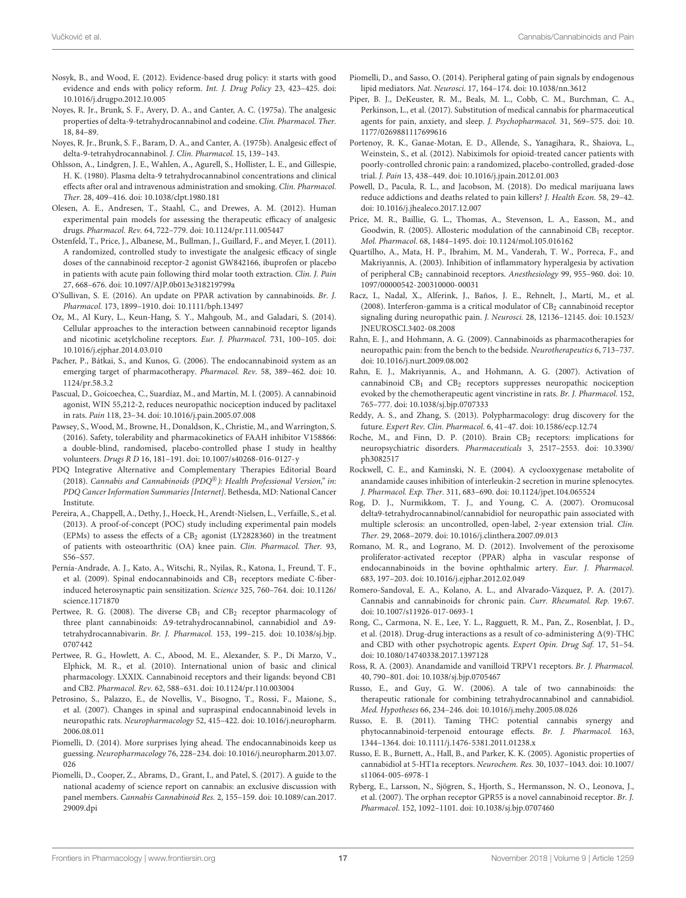Nosyk, B., and Wood, E. (2012). Evidence-based drug policy: it starts with good evidence and ends with policy reform. *Int. J. Drug Policy* 23, 423–425. doi: 10.1016/j.drugpo.2012.10.005

Noyes, R. Jr., Brunk, S. F., Avery, D. A., and Canter, A. C. (1975a). The analgesic properties of delta-9-tetrahydrocannabinol and codeine. *Clin. Pharmacol. Ther.* 18, 84–89.

Noyes, R. Jr., Brunk, S. F., Baram, D. A., and Canter, A. (1975b). Analgesic effect of delta-9-tetrahydrocannabinol. *J. Clin. Pharmacol.* 15, 139–143.

Ohlsson, A., Lindgren, J. E., Wahlen, A., Agurell, S., Hollister, L. E., and Gillespie, H. K. (1980). Plasma delta-9 tetrahydrocannabinol concentrations and clinical effects after oral and intravenous administration and smoking. *Clin. Pharmacol. Ther.* 28, 409–416. doi: 10.1038/clpt.1980.181

Olesen, A. E., Andresen, T., Staahl, C., and Drewes, A. M. (2012). Human experimental pain models for assessing the therapeutic efficacy of analgesic drugs. *Pharmacol. Rev.* 64, 722–779. doi: 10.1124/pr.111.005447

Ostenfeld, T., Price, J., Albanese, M., Bullman, J., Guillard, F., and Meyer, I. (2011). A randomized, controlled study to investigate the analgesic efficacy of single doses of the cannabinoid receptor-2 agonist GW842166, ibuprofen or placebo in patients with acute pain following third molar tooth extraction. *Clin. J. Pain* 27, 668–676. doi: 10.1097/AJP.0b013e318219799a

O'Sullivan, S. E. (2016). An update on PPAR activation by cannabinoids. *Br. J. Pharmacol.* 173, 1899–1910. doi: 10.1111/bph.13497

Oz, M., Al Kury, L., Keun-Hang, S. Y., Mahgoub, M., and Galadari, S. (2014). Cellular approaches to the interaction between cannabinoid receptor ligands and nicotinic acetylcholine receptors. *Eur. J. Pharmacol.* 731, 100–105. doi: 10.1016/j.ejphar.2014.03.010

Pacher, P., Bátkai, S., and Kunos, G. (2006). The endocannabinoid system as an emerging target of pharmacotherapy. *Pharmacol. Rev.* 58, 389–462. doi: 10.1124/pr.58.3.2

Pascual, D., Goicoechea, C., Suardíaz, M., and Martín, M. I. (2005). A cannabinoid agonist, WIN 55,212-2, reduces neuropathic nociception induced by paclitaxel in rats. *Pain* 118, 23–34. doi: 10.1016/j.pain.2005.07.008

Pawsey, S., Wood, M., Browne, H., Donaldson, K., Christie, M., and Warrington, S. (2016). Safety, tolerability and pharmacokinetics of FAAH inhibitor V158866: a double-blind, randomised, placebo-controlled phase I study in healthy volunteers. *Drugs R D* 16, 181–191. doi: 10.1007/s40268-016-0127-y

PDQ Integrative Alternative and Complementary Therapies Editorial Board (2018). *Cannabis and Cannabinoids (PDQ®): Health Professional Version," in: PDQ Cancer Information Summaries [Internet].* Bethesda, MD: National Cancer Institute.

Pereira, A., Chappell, A., Dethy, J., Hoeck, H., Arendt-Nielsen, L., Verfaille, S., et al. (2013). A proof-of-concept (POC) study including experimental pain models (EPMs) to assess the effects of a $CB_2$ agonist (LY2828360) in the treatment of patients with osteoarthritic (OA) knee pain. *Clin. Pharmacol. Ther.* 93, S56–S57.

Pernía-Andrade, A. J., Kato, A., Witschi, R., Nyilas, R., Katona, I., Freund, T. F., et al. (2009). Spinal endocannabinoids and $CB_1$ receptors mediate C-fiber-induced heterosynaptic pain sensitization. *Science* 325, 760–764. doi: 10.1126/science.1171870

Pertwee, R. G. (2008). The diverse $CB_1$ and $CB_2$ receptor pharmacology of three plant cannabinoids: Δ9-tetrahydrocannabinol, cannabidiol and Δ9-tetrahydrocannabivarin. *Br. J. Pharmacol.* 153, 199–215. doi: 10.1038/sj.bjp.0707442

Pertwee, R. G., Howlett, A. C., Abood, M. E., Alexander, S. P., Di Marzo, V., Elphick, M. R., et al. (2010). International union of basic and clinical pharmacology. LXXIX. Cannabinoid receptors and their ligands: beyond CB1 and CB2. *Pharmacol. Rev.* 62, 588–631. doi: 10.1124/pr.110.003004

Petrosino, S., Palazzo, E., de Novellis, V., Bisogno, T., Rossi, F., Maione, S., et al. (2007). Changes in spinal and supraspinal endocannabinoid levels in neuropathic rats. *Neuropharmacology* 52, 415–422. doi: 10.1016/j.neuropharm.2006.08.011

Piomelli, D. (2014). More surprises lying ahead. The endocannabinoids keep us guessing. *Neuropharmacology* 76, 228–234. doi: 10.1016/j.neuropharm.2013.07.026

Piomelli, D., Cooper, Z., Abrams, D., Grant, I., and Patel, S. (2017). A guide to the national academy of science report on cannabis: an exclusive discussion with panel members. *Cannabis Cannabinoid Res.* 2, 155–159. doi: 10.1089/can.2017.29009.dpi

Piomelli, D., and Sasso, O. (2014). Peripheral gating of pain signals by endogenous lipid mediators. *Nat. Neurosci.* 17, 164–174. doi: 10.1038/nn.3612

Piper, B. J., DeKeuster, R. M., Beals, M. L., Cobb, C. M., Burchman, C. A., Perkinson, L., et al. (2017). Substitution of medical cannabis for pharmaceutical agents for pain, anxiety, and sleep. *J. Psychopharmacol.* 31, 569–575. doi: 10.1177/0269881117699616

Portenoy, R. K., Ganae-Motan, E. D., Allende, S., Yanagihara, R., Shaiova, L., Weinstein, S., et al. (2012). Nabiximols for opioid-treated cancer patients with poorly-controlled chronic pain: a randomized, placebo-controlled, graded-dose trial. *J. Pain* 13, 438–449. doi: 10.1016/j.jpain.2012.01.003

Powell, D., Pacula, R. L., and Jacobson, M. (2018). Do medical marijuana laws reduce addictions and deaths related to pain killers? *J. Health Econ.* 58, 29–42. doi: 10.1016/j.jhealeco.2017.12.007

Price, M. R., Baillie, G. L., Thomas, A., Stevenson, L. A., Easson, M., and Goodwin, R. (2005). Allosteric modulation of the cannabinoid $CB_1$ receptor. *Mol. Pharmacol.* 68, 1484–1495. doi: 10.1124/mol.105.016162

Quartilho, A., Mata, H. P., Ibrahim, M. M., Vanderah, T. W., Porreca, F., and Makriyannis, A. (2003). Inhibition of inflammatory hyperalgesia by activation of peripheral $CB_2$ cannabinoid receptors. *Anesthesiology* 99, 955–960. doi: 10.1097/00000542-200310000-00031

Racz, I., Nadal, X., Alferink, J., Baños, J. E., Rehnelt, J., Martí, M., et al. (2008). Interferon-gamma is a critical modulator of $CB_2$ cannabinoid receptor signaling during neuropathic pain. *J. Neurosci.* 28, 12136–12145. doi: 10.1523/JNEUROSCI.3402-08.2008

Rahn, E. J., and Hohmann, A. G. (2009). Cannabinoids as pharmacotherapies for neuropathic pain: from the bench to the bedside. *Neurotherapeutics* 6, 713–737. doi: 10.1016/j.nurt.2009.08.002

Rahn, E. J., Makriyannis, A., and Hohmann, A. G. (2007). Activation of cannabinoid $CB_1$ and $CB_2$ receptors suppresses neuropathic nociception evoked by the chemotherapeutic agent vincristine in rats. *Br. J. Pharmacol.* 152, 765–777. doi: 10.1038/sj.bjp.0707333

Reddy, A. S., and Zhang, S. (2013). Polypharmacology: drug discovery for the future. *Expert Rev. Clin. Pharmacol.* 6, 41–47. doi: 10.1586/ecp.12.74

Roche, M., and Finn, D. P. (2010). Brain $CB_2$ receptors: implications for neuropsychiatric disorders. *Pharmaceuticals* 3, 2517–2553. doi: 10.3390/ph3082517

Rockwell, C. E., and Kaminski, N. E. (2004). A cyclooxygenase metabolite of anandamide causes inhibition of interleukin-2 secretion in murine splenocytes. *J. Pharmacol. Exp. Ther.* 311, 683–690. doi: 10.1124/jpet.104.065524

Rog, D. J., Nurmikkom, T. J., and Young, C. A. (2007). Oromucosal delta9-tetrahydrocannabinol/cannabidiol for neuropathic pain associated with multiple sclerosis: an uncontrolled, open-label, 2-year extension trial. *Clin. Ther.* 29, 2068–2079. doi: 10.1016/j.clinthera.2007.09.013

Romano, M. R., and Lograno, M. D. (2012). Involvement of the peroxisome proliferator-activated receptor (PPAR) alpha in vascular response of endocannabinoids in the bovine ophthalmic artery. *Eur. J. Pharmacol.* 683, 197–203. doi: 10.1016/j.ejphar.2012.02.049

Romero-Sandoval, E. A., Kolano, A. L., and Alvarado-Vázquez, P. A. (2017). Cannabis and cannabinoids for chronic pain. *Curr. Rheumatol. Rep.* 19:67. doi: 10.1007/s11926-017-0693-1

Rong, C., Carmona, N. E., Lee, Y. L., Ragguett, R. M., Pan, Z., Rosenblat, J. D., et al. (2018). Drug-drug interactions as a result of co-administering Δ(9)-THC and CBD with other psychotropic agents. *Expert Opin. Drug Saf.* 17, 51–54. doi: 10.1080/14740338.2017.1397128

Ross, R. A. (2003). Anandamide and vanilloid TRPV1 receptors. *Br. J. Pharmacol.* 40, 790–801. doi: 10.1038/sj.bjp.0705467

Russo, E., and Guy, G. W. (2006). A tale of two cannabinoids: the therapeutic rationale for combining tetrahydrocannabinol and cannabidiol. *Med. Hypotheses* 66, 234–246. doi: 10.1016/j.mehy.2005.08.026

Russo, E. B. (2011). Taming THC: potential cannabis synergy and phytocannabinoid-terpenoid entourage effects. *Br. J. Pharmacol.* 163, 1344–1364. doi: 10.1111/j.1476-5381.2011.01238.x

Russo, E. B., Burnett, A., Hall, B., and Parker, K. K. (2005). Agonistic properties of cannabidiol at 5-HT1a receptors. *Neurochem. Res.* 30, 1037–1043. doi: 10.1007/s11064-005-6978-1

Ryberg, E., Larsson, N., Sjögren, S., Hjorth, S., Hermansson, N. O., Leonova, J., et al. (2007). The orphan receptor GPR55 is a novel cannabinoid receptor. *Br. J. Pharmacol.* 152, 1092–1101. doi: 10.1038/sj.bjp.0707460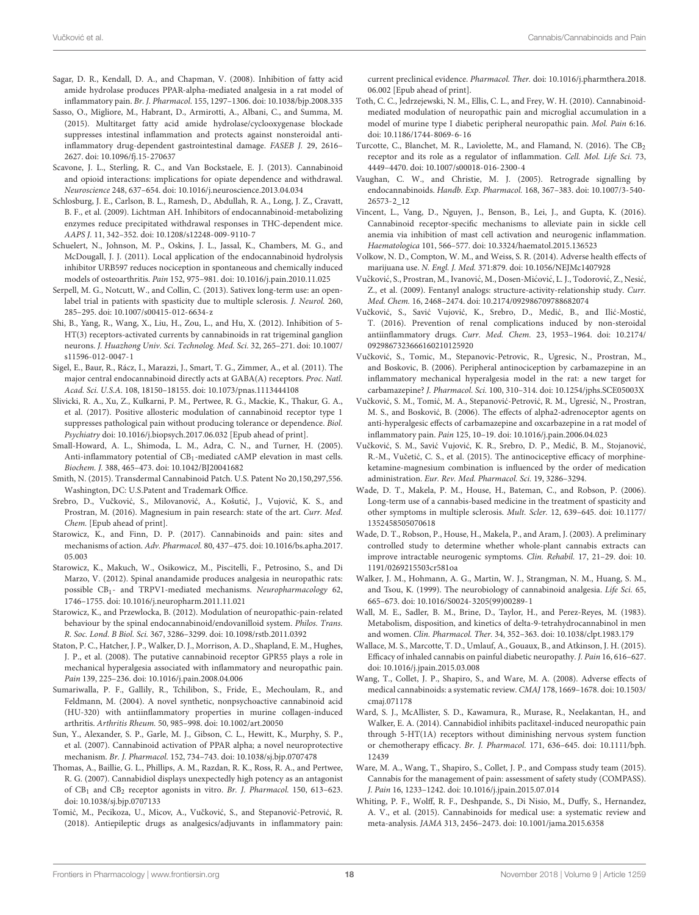Sagar, D. R., Kendall, D. A., and Chapman, V. (2008). Inhibition of fatty acid amide hydrolase produces PPAR-alpha-mediated analgesia in a rat model of inflammatory pain. *Br. J. Pharmacol.* 155, 1297–1306. doi: 10.1038/bjp.2008.335

Sasso, O., Migliore, M., Habrant, D., Armirotti, A., Albani, C., and Summa, M. (2015). Multitarget fatty acid amide hydrolase/cyclooxygenase blockade suppresses intestinal inflammation and protects against nonsteroidal anti-inflammatory drug-dependent gastrointestinal damage. *FASEB J.* 29, 2616–2627. doi: 10.1096/fj.15-270637

Scavone, J. L., Sterling, R. C., and Van Bockstaele, E. J. (2013). Cannabinoid and opioid interactions: implications for opiate dependence and withdrawal. *Neuroscience* 248, 637–654. doi: 10.1016/j.neuroscience.2013.04.034

Schlosburg, J. E., Carlson, B. L., Ramesh, D., Abdullah, R. A., Long, J. Z., Cravatt, B. F., et al. (2009). Lichtman AH. Inhibitors of endocannabinoid-metabolizing enzymes reduce precipitated withdrawal responses in THC-dependent mice. *AAPS J.* 11, 342–352. doi: 10.1208/s12248-009-9110-7

Schuelert, N., Johnson, M. P., Oskins, J. L., Jassal, K., Chambers, M. G., and McDougall, J. J. (2011). Local application of the endocannabinoid hydrolysis inhibitor URB597 reduces nociception in spontaneous and chemically induced models of osteoarthritis. *Pain* 152, 975–981. doi: 10.1016/j.pain.2010.11.025

Serpell, M. G., Notcutt, W., and Collin, C. (2013). Sativex long-term use: an open-label trial in patients with spasticity due to multiple sclerosis. *J. Neurol.* 260, 285–295. doi: 10.1007/s00415-012-6634-z

Shi, B., Yang, R., Wang, X., Liu, H., Zou, L., and Hu, X. (2012). Inhibition of 5-HT(3) receptors-activated currents by cannabinoids in rat trigeminal ganglion neurons. *J. Huazhong Univ. Sci. Technolog. Med. Sci.* 32, 265–271. doi: 10.1007/s11596-012-0047-1

Sigel, E., Baur, R., Rácz, I., Marazzi, J., Smart, T. G., Zimmer, A., et al. (2011). The major central endocannabinoid directly acts at GABA(A) receptors. *Proc. Natl. Acad. Sci. U.S.A.* 108, 18150–18155. doi: 10.1073/pnas.1113444108

Slivicki, R. A., Xu, Z., Kulkarni, P. M., Pertwee, R. G., Mackie, K., Thakur, G. A., et al. (2017). Positive allosteric modulation of cannabinoid receptor type 1 suppresses pathological pain without producing tolerance or dependence. *Biol. Psychiatry* doi: 10.1016/j.biopsych.2017.06.032 [Epub ahead of print].

Small-Howard, A. L., Shimoda, L. M., Adra, C. N., and Turner, H. (2005). Anti-inflammatory potential of $CB_1$-mediated cAMP elevation in mast cells. *Biochem. J.* 388, 465–473. doi: 10.1042/BJ20041682

Smith, N. (2015). Transdermal Cannabinoid Patch. U.S. Patent No 20,150,297,556. Washington, DC: U.S.Patent and Trademark Office.

Srebro, D., Vučković, S., Milovanović, A., Košutić, J., Vujović, K. S., and Prostran, M. (2016). Magnesium in pain research: state of the art. *Curr. Med. Chem.* [Epub ahead of print].

Starowicz, K., and Finn, D. P. (2017). Cannabinoids and pain: sites and mechanisms of action. *Adv. Pharmacol.* 80, 437–475. doi: 10.1016/bs.apha.2017.05.003

Starowicz, K., Makuch, W., Osikowicz, M., Piscitelli, F., Petrosino, S., and Di Marzo, V. (2012). Spinal anandamide produces analgesia in neuropathic rats: possible $CB_1$- and TRPV1-mediated mechanisms. *Neuropharmacology* 62, 1746–1755. doi: 10.1016/j.neuropharm.2011.11.021

Starowicz, K., and Przewlocka, B. (2012). Modulation of neuropathic-pain-related behaviour by the spinal endocannabinoid/endovanilloid system. *Philos. Trans. R. Soc. Lond. B Biol. Sci.* 367, 3286–3299. doi: 10.1098/rstb.2011.0392

Staton, P. C., Hatcher, J. P., Walker, D. J., Morrison, A. D., Shapland, E. M., Hughes, J. P., et al. (2008). The putative cannabinoid receptor GPR55 plays a role in mechanical hyperalgesia associated with inflammatory and neuropathic pain. *Pain* 139, 225–236. doi: 10.1016/j.pain.2008.04.006

Sumariwalla, P. F., Gallily, R., Tchilibon, S., Fride, E., Mechoulam, R., and Feldmann, M. (2004). A novel synthetic, nonpsychoactive cannabinoid acid (HU-320) with antiinflammatory properties in murine collagen-induced arthritis. *Arthritis Rheum.* 50, 985–998. doi: 10.1002/art.20050

Sun, Y., Alexander, S. P., Garle, M. J., Gibson, C. L., Hewitt, K., Murphy, S. P., et al. (2007). Cannabinoid activation of PPAR alpha; a novel neuroprotective mechanism. *Br. J. Pharmacol.* 152, 734–743. doi: 10.1038/sj.bjp.0707478

Thomas, A., Baillie, G. L., Phillips, A. M., Razdan, R. K., Ross, R. A., and Pertwee, R. G. (2007). Cannabidiol displays unexpectedly high potency as an antagonist of $CB_1$ and $CB_2$ receptor agonists in vitro. *Br. J. Pharmacol.* 150, 613–623. doi: 10.1038/sj.bjp.0707133

Tomić, M., Pecikoza, U., Micov, A., Vučković, S., and Stepanović-Petrović, R. (2018). Antiepileptic drugs as analgesics/adjuvants in inflammatory pain: current preclinical evidence. *Pharmacol. Ther.* doi: 10.1016/j.pharmthera.2018.06.002 [Epub ahead of print].

Toth, C. C., Jedrzejewski, N. M., Ellis, C. L., and Frey, W. H. (2010). Cannabinoid-mediated modulation of neuropathic pain and microglial accumulation in a model of murine type I diabetic peripheral neuropathic pain. *Mol. Pain* 6:16. doi: 10.1186/1744-8069-6-16

Turcotte, C., Blanchet, M. R., Laviolette, M., and Flamand, N. (2016). The $CB_2$ receptor and its role as a regulator of inflammation. *Cell. Mol. Life Sci.* 73, 4449–4470. doi: 10.1007/s00018-016-2300-4

Vaughan, C. W., and Christie, M. J. (2005). Retrograde signalling by endocannabinoids. *Handb. Exp. Pharmacol.* 168, 367–383. doi: 10.1007/3-540-26573-2_12

Vincent, L., Vang, D., Nguyen, J., Benson, B., Lei, J., and Gupta, K. (2016). Cannabinoid receptor-specific mechanisms to alleviate pain in sickle cell anemia via inhibition of mast cell activation and neurogenic inflammation. *Haematologica* 101, 566–577. doi: 10.3324/haematol.2015.136523

Volkow, N. D., Compton, W. M., and Weiss, S. R. (2014). Adverse health effects of marijuana use. *N. Engl. J. Med.* 371:879. doi: 10.1056/NEJMc1407928

Vučković, S., Prostran, M., Ivanović, M., Dosen-Mićović, L. J., Todorović, Z., Nesić, Z., et al. (2009). Fentanyl analogs: structure-activity-relationship study. *Curr. Med. Chem.* 16, 2468–2474. doi: 10.2174/092986709788682074

Vučković, S., Savić Vujović, K., Srebro, D., Medić, B., and Ilić-Mostić, T. (2016). Prevention of renal complications induced by non-steroidal antiinflammatory drugs. *Curr. Med. Chem.* 23, 1953–1964. doi: 10.2174/0929867323666160210125920

Vučković, S., Tomic, M., Stepanovic-Petrovic, R., Ugresic, N., Prostran, M., and Boskovic, B. (2006). Peripheral antinociception by carbamazepine in an inflammatory mechanical hyperalgesia model in the rat: a new target for carbamazepine? *J. Pharmacol. Sci.* 100, 310–314. doi: 10.1254/jphs.SCE05003X

Vučković, S. M., Tomić, M. A., Stepanović-Petrović, R. M., Ugresić, N., Prostran, M. S., and Bosković, B. (2006). The effects of alpha2-adrenoceptor agents on anti-hyperalgesic effects of carbamazepine and oxcarbazepine in a rat model of inflammatory pain. *Pain* 125, 10–19. doi: 10.1016/j.pain.2006.04.023

Vučković, S. M., Savić Vujović, K. R., Srebro, D. P., Medić, B. M., Stojanović, R.-M., Vučetić, C. S., et al. (2015). The antinociceptive efficacy of morphine-ketamine-magnesium combination is influenced by the order of medication administration. *Eur. Rev. Med. Pharmacol. Sci.* 19, 3286–3294.

Wade, D. T., Makela, P. M., House, H., Bateman, C., and Robson, P. (2006). Long-term use of a cannabis-based medicine in the treatment of spasticity and other symptoms in multiple sclerosis. *Mult. Scler.* 12, 639–645. doi: 10.1177/1352458505070618

Wade, D. T., Robson, P., House, H., Makela, P., and Aram, J. (2003). A preliminary controlled study to determine whether whole-plant cannabis extracts can improve intractable neurogenic symptoms. *Clin. Rehabil.* 17, 21–29. doi: 10.1191/0269215503cr581oa

Walker, J. M., Hohmann, A. G., Martin, W. J., Strangman, N. M., Huang, S. M., and Tsou, K. (1999). The neurobiology of cannabinoid analgesia. *Life Sci.* 65, 665–673. doi: 10.1016/S0024-3205(99)00289-1

Wall, M. E., Sadler, B. M., Brine, D., Taylor, H., and Perez-Reyes, M. (1983). Metabolism, disposition, and kinetics of delta-9-tetrahydrocannabinol in men and women. *Clin. Pharmacol. Ther.* 34, 352–363. doi: 10.1038/clpt.1983.179

Wallace, M. S., Marcotte, T. D., Umlauf, A., Gouaux, B., and Atkinson, J. H. (2015). Efficacy of inhaled cannabis on painful diabetic neuropathy. *J. Pain* 16, 616–627. doi: 10.1016/j.jpain.2015.03.008

Wang, T., Collet, J. P., Shapiro, S., and Ware, M. A. (2008). Adverse effects of medical cannabinoids: a systematic review. *CMAJ* 178, 1669–1678. doi: 10.1503/cmaj.071178

Ward, S. J., McAllister, S. D., Kawamura, R., Murase, R., Neelakantan, H., and Walker, E. A. (2014). Cannabidiol inhibits paclitaxel-induced neuropathic pain through 5-HT(1A) receptors without diminishing nervous system function or chemotherapy efficacy. *Br. J. Pharmacol.* 171, 636–645. doi: 10.1111/bph.12439

Ware, M. A., Wang, T., Shapiro, S., Collet, J. P., and Compass study team (2015). Cannabis for the management of pain: assessment of safety study (COMPASS). *J. Pain* 16, 1233–1242. doi: 10.1016/j.jpain.2015.07.014

Whiting, P. F., Wolff, R. F., Deshpande, S., Di Nisio, M., Duffy, S., Hernandez, A. V., et al. (2015). Cannabinoids for medical use: a systematic review and meta-analysis. *JAMA* 313, 2456–2473. doi: 10.1001/jama.2015.6358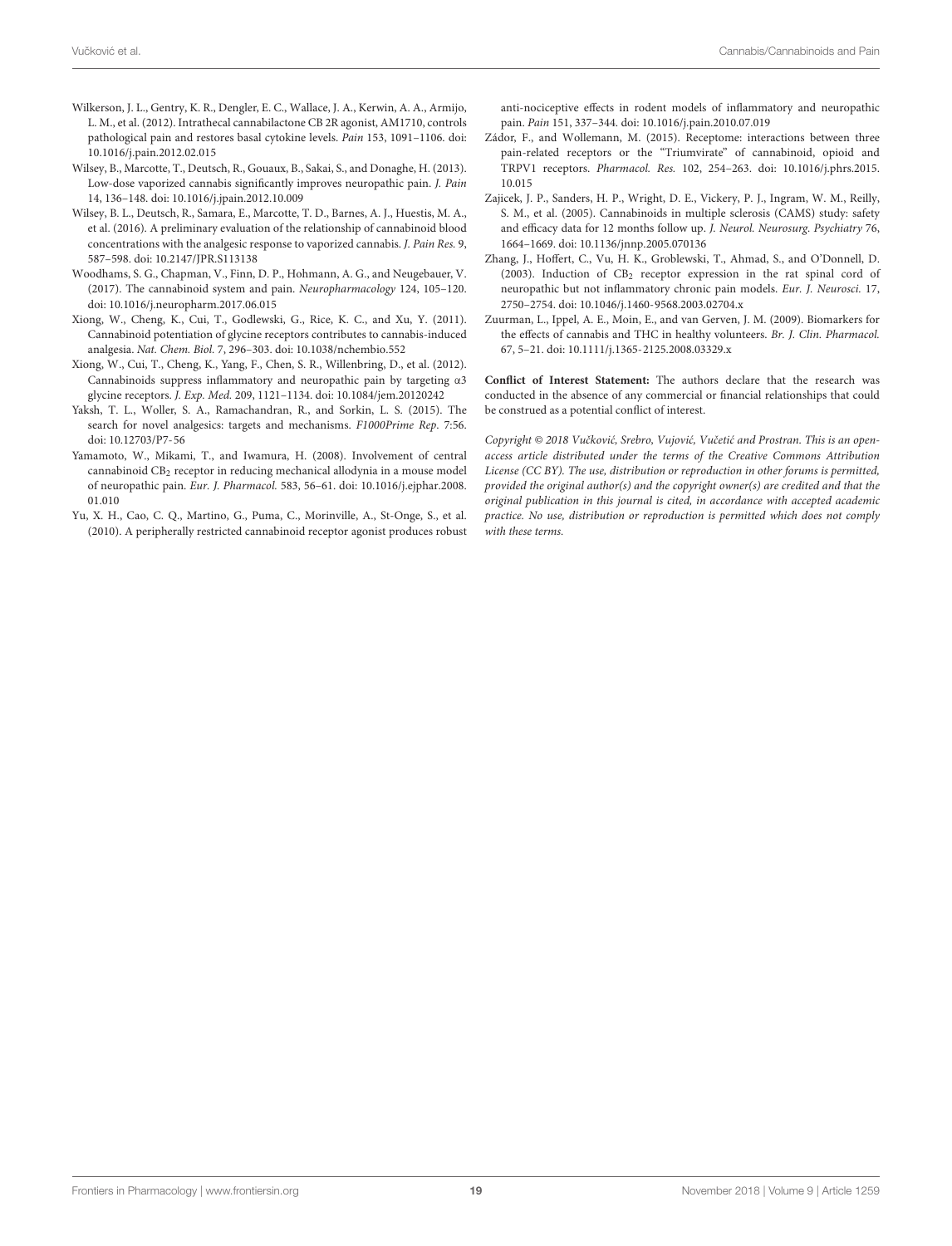Wilkerson, J. L., Gentry, K. R., Dengler, E. C., Wallace, J. A., Kerwin, A. A., Armijo, L. M., et al. (2012). Intrathecal cannabilactone CB 2R agonist, AM1710, controls pathological pain and restores basal cytokine levels. *Pain* 153, 1091–1106. doi: 10.1016/j.pain.2012.02.015

Wilsey, B., Marcotte, T., Deutsch, R., Gouaux, B., Sakai, S., and Donaghe, H. (2013). Low-dose vaporized cannabis significantly improves neuropathic pain. *J. Pain* 14, 136–148. doi: 10.1016/j.jpain.2012.10.009

Wilsey, B. L., Deutsch, R., Samara, E., Marcotte, T. D., Barnes, A. J., Huestis, M. A., et al. (2016). A preliminary evaluation of the relationship of cannabinoid blood concentrations with the analgesic response to vaporized cannabis. *J. Pain Res.* 9, 587–598. doi: 10.2147/JPR.S113138

Woodhams, S. G., Chapman, V., Finn, D. P., Hohmann, A. G., and Neugebauer, V. (2017). The cannabinoid system and pain. *Neuropharmacology* 124, 105–120. doi: 10.1016/j.neuropharm.2017.06.015

Xiong, W., Cheng, K., Cui, T., Godlewski, G., Rice, K. C., and Xu, Y. (2011). Cannabinoid potentiation of glycine receptors contributes to cannabis-induced analgesia. *Nat. Chem. Biol.* 7, 296–303. doi: 10.1038/nchembio.552

Xiong, W., Cui, T., Cheng, K., Yang, F., Chen, S. R., Willenbring, D., et al. (2012). Cannabinoids suppress inflammatory and neuropathic pain by targeting α3 glycine receptors. *J. Exp. Med.* 209, 1121–1134. doi: 10.1084/jem.20120242

Yaksh, T. L., Woller, S. A., Ramachandran, R., and Sorkin, L. S. (2015). The search for novel analgesics: targets and mechanisms. *F1000Prime Rep.* 7:56. doi: 10.12703/P7-56

Yamamoto, W., Mikami, T., and Iwamura, H. (2008). Involvement of central cannabinoid $CB_2$ receptor in reducing mechanical allodynia in a mouse model of neuropathic pain. *Eur. J. Pharmacol.* 583, 56–61. doi: 10.1016/j.ejphar.2008.01.010

Yu, X. H., Cao, C. Q., Martino, G., Puma, C., Morinville, A., St-Onge, S., et al. (2010). A peripherally restricted cannabinoid receptor agonist produces robust anti-nociceptive effects in rodent models of inflammatory and neuropathic pain. *Pain* 151, 337–344. doi: 10.1016/j.pain.2010.07.019

Zádor, F., and Wollemann, M. (2015). Receptome: interactions between three pain-related receptors or the "Triumvirate" of cannabinoid, opioid and TRPV1 receptors. *Pharmacol. Res.* 102, 254–263. doi: 10.1016/j.phrs.2015.10.015

Zajicek, J. P., Sanders, H. P., Wright, D. E., Vickery, P. J., Ingram, W. M., Reilly, S. M., et al. (2005). Cannabinoids in multiple sclerosis (CAMS) study: safety and efficacy data for 12 months follow up. *J. Neurol. Neurosurg. Psychiatry* 76, 1664–1669. doi: 10.1136/jnnp.2005.070136

Zhang, J., Hoffert, C., Vu, H. K., Groblewski, T., Ahmad, S., and O'Donnell, D. (2003). Induction of $CB_2$ receptor expression in the rat spinal cord of neuropathic but not inflammatory chronic pain models. *Eur. J. Neurosci.* 17, 2750–2754. doi: 10.1046/j.1460-9568.2003.02704.x

Zuurman, L., Ippel, A. E., Moin, E., and van Gerven, J. M. (2009). Biomarkers for the effects of cannabis and THC in healthy volunteers. *Br. J. Clin. Pharmacol.* 67, 5–21. doi: 10.1111/j.1365-2125.2008.03329.x

**Conflict of Interest Statement:** The authors declare that the research was conducted in the absence of any commercial or financial relationships that could be construed as a potential conflict of interest.

*Copyright © 2018 Vučković, Srebro, Vujović, Vučetić and Prostran. This is an open-access article distributed under the terms of the Creative Commons Attribution License (CC BY). The use, distribution or reproduction in other forums is permitted, provided the original author(s) and the copyright owner(s) are credited and that the original publication in this journal is cited, in accordance with accepted academic practice. No use, distribution or reproduction is permitted which does not comply with these terms.*